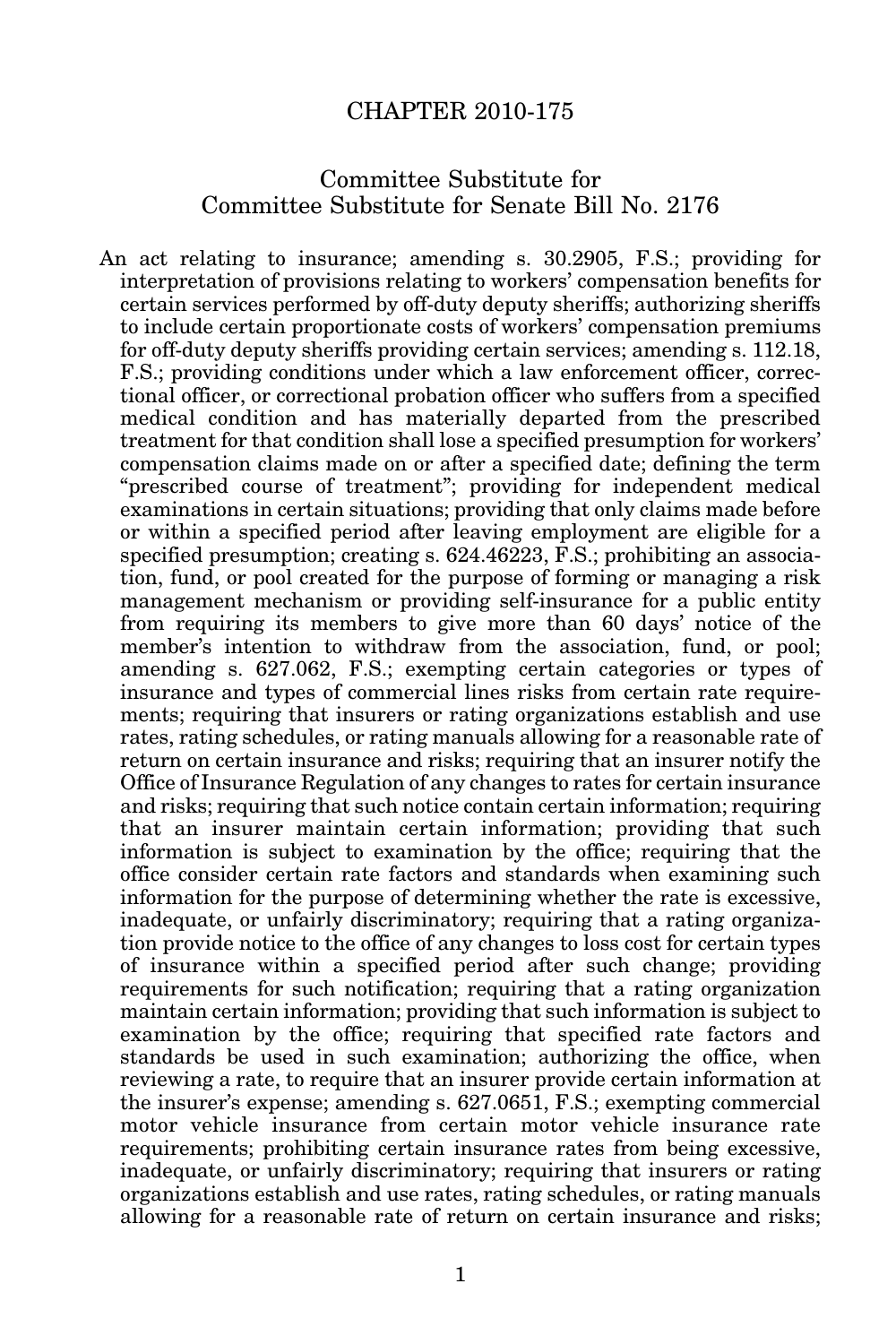# CHAPTER 2010-175

## Committee Substitute for Committee Substitute for Senate Bill No. 2176

An act relating to insurance; amending s. 30.2905, F.S.; providing for interpretation of provisions relating to workers' compensation benefits for certain services performed by off-duty deputy sheriffs; authorizing sheriffs to include certain proportionate costs of workers' compensation premiums for off-duty deputy sheriffs providing certain services; amending s. 112.18, F.S.; providing conditions under which a law enforcement officer, correctional officer, or correctional probation officer who suffers from a specified medical condition and has materially departed from the prescribed treatment for that condition shall lose a specified presumption for workers' compensation claims made on or after a specified date; defining the term "prescribed course of treatment"; providing for independent medical examinations in certain situations; providing that only claims made before or within a specified period after leaving employment are eligible for a specified presumption; creating s. 624.46223, F.S.; prohibiting an association, fund, or pool created for the purpose of forming or managing a risk management mechanism or providing self-insurance for a public entity from requiring its members to give more than 60 days' notice of the member's intention to withdraw from the association, fund, or pool; amending s. 627.062, F.S.; exempting certain categories or types of insurance and types of commercial lines risks from certain rate requirements; requiring that insurers or rating organizations establish and use rates, rating schedules, or rating manuals allowing for a reasonable rate of return on certain insurance and risks; requiring that an insurer notify the Office of Insurance Regulation of any changes to rates for certain insurance and risks; requiring that such notice contain certain information; requiring that an insurer maintain certain information; providing that such information is subject to examination by the office; requiring that the office consider certain rate factors and standards when examining such information for the purpose of determining whether the rate is excessive, inadequate, or unfairly discriminatory; requiring that a rating organization provide notice to the office of any changes to loss cost for certain types of insurance within a specified period after such change; providing requirements for such notification; requiring that a rating organization maintain certain information; providing that such information is subject to examination by the office; requiring that specified rate factors and standards be used in such examination; authorizing the office, when reviewing a rate, to require that an insurer provide certain information at the insurer's expense; amending s. 627.0651, F.S.; exempting commercial motor vehicle insurance from certain motor vehicle insurance rate requirements; prohibiting certain insurance rates from being excessive, inadequate, or unfairly discriminatory; requiring that insurers or rating organizations establish and use rates, rating schedules, or rating manuals allowing for a reasonable rate of return on certain insurance and risks;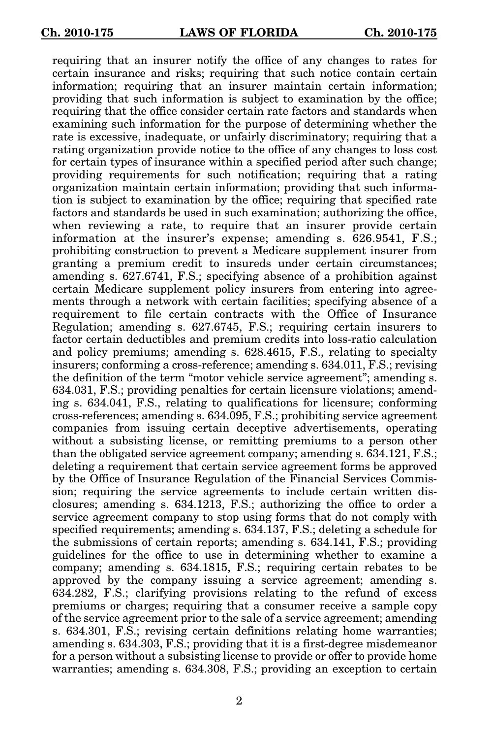requiring that an insurer notify the office of any changes to rates for certain insurance and risks; requiring that such notice contain certain information; requiring that an insurer maintain certain information; providing that such information is subject to examination by the office; requiring that the office consider certain rate factors and standards when examining such information for the purpose of determining whether the rate is excessive, inadequate, or unfairly discriminatory; requiring that a rating organization provide notice to the office of any changes to loss cost for certain types of insurance within a specified period after such change; providing requirements for such notification; requiring that a rating organization maintain certain information; providing that such information is subject to examination by the office; requiring that specified rate factors and standards be used in such examination; authorizing the office, when reviewing a rate, to require that an insurer provide certain information at the insurer's expense; amending s. 626.9541, F.S.; prohibiting construction to prevent a Medicare supplement insurer from granting a premium credit to insureds under certain circumstances; amending s. 627.6741, F.S.; specifying absence of a prohibition against certain Medicare supplement policy insurers from entering into agreements through a network with certain facilities; specifying absence of a requirement to file certain contracts with the Office of Insurance Regulation; amending s. 627.6745, F.S.; requiring certain insurers to factor certain deductibles and premium credits into loss-ratio calculation and policy premiums; amending s. 628.4615, F.S., relating to specialty insurers; conforming a cross-reference; amending s. 634.011, F.S.; revising the definition of the term "motor vehicle service agreement"; amending s. 634.031, F.S.; providing penalties for certain licensure violations; amending s. 634.041, F.S., relating to qualifications for licensure; conforming cross-references; amending s. 634.095, F.S.; prohibiting service agreement companies from issuing certain deceptive advertisements, operating without a subsisting license, or remitting premiums to a person other than the obligated service agreement company; amending s. 634.121, F.S.; deleting a requirement that certain service agreement forms be approved by the Office of Insurance Regulation of the Financial Services Commission; requiring the service agreements to include certain written disclosures; amending s. 634.1213, F.S.; authorizing the office to order a service agreement company to stop using forms that do not comply with specified requirements; amending s. 634.137, F.S.; deleting a schedule for the submissions of certain reports; amending s. 634.141, F.S.; providing guidelines for the office to use in determining whether to examine a company; amending s. 634.1815, F.S.; requiring certain rebates to be approved by the company issuing a service agreement; amending s. 634.282, F.S.; clarifying provisions relating to the refund of excess premiums or charges; requiring that a consumer receive a sample copy of the service agreement prior to the sale of a service agreement; amending s. 634.301, F.S.; revising certain definitions relating home warranties; amending s. 634.303, F.S.; providing that it is a first-degree misdemeanor for a person without a subsisting license to provide or offer to provide home warranties; amending s. 634.308, F.S.; providing an exception to certain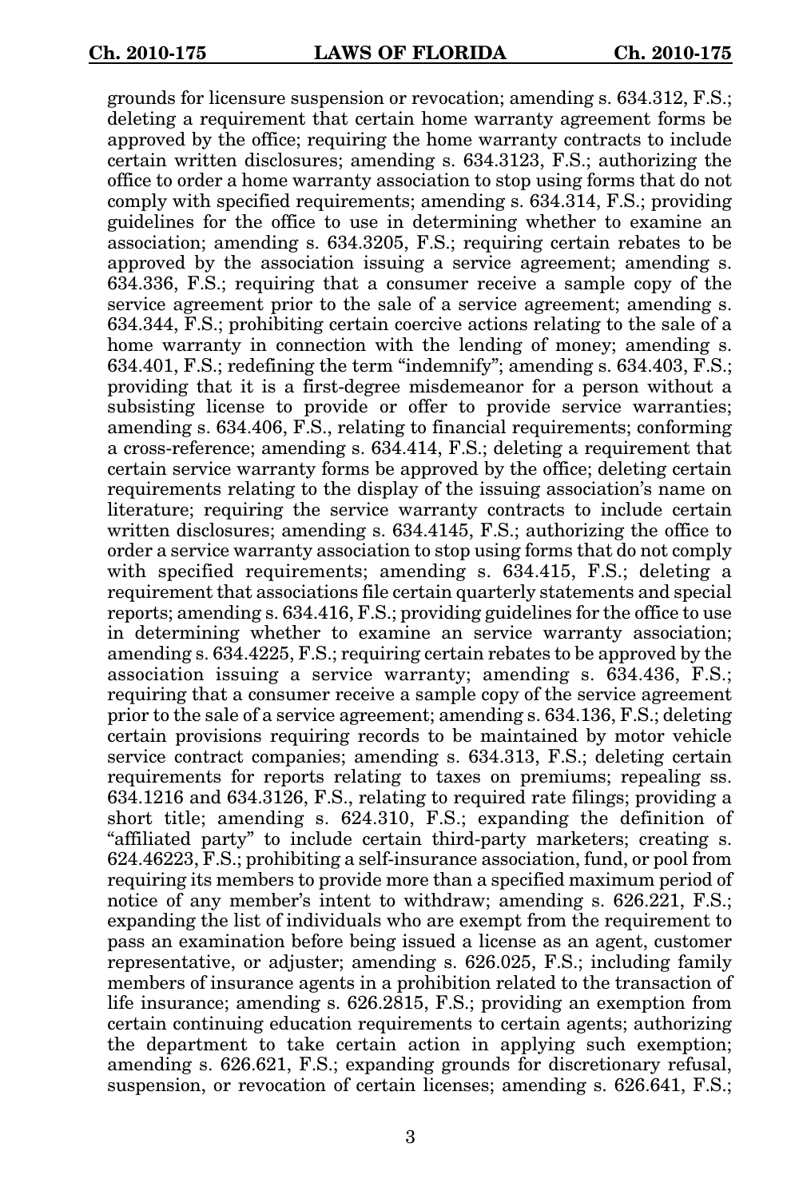grounds for licensure suspension or revocation; amending s. 634.312, F.S.; deleting a requirement that certain home warranty agreement forms be approved by the office; requiring the home warranty contracts to include certain written disclosures; amending s. 634.3123, F.S.; authorizing the office to order a home warranty association to stop using forms that do not comply with specified requirements; amending s. 634.314, F.S.; providing guidelines for the office to use in determining whether to examine an association; amending s. 634.3205, F.S.; requiring certain rebates to be approved by the association issuing a service agreement; amending s. 634.336, F.S.; requiring that a consumer receive a sample copy of the service agreement prior to the sale of a service agreement; amending s. 634.344, F.S.; prohibiting certain coercive actions relating to the sale of a home warranty in connection with the lending of money; amending s. 634.401, F.S.; redefining the term "indemnify"; amending s. 634.403, F.S.; providing that it is a first-degree misdemeanor for a person without a subsisting license to provide or offer to provide service warranties; amending s. 634.406, F.S., relating to financial requirements; conforming a cross-reference; amending s. 634.414, F.S.; deleting a requirement that certain service warranty forms be approved by the office; deleting certain requirements relating to the display of the issuing association's name on literature; requiring the service warranty contracts to include certain written disclosures; amending s. 634.4145, F.S.; authorizing the office to order a service warranty association to stop using forms that do not comply with specified requirements; amending s. 634.415, F.S.; deleting a requirement that associations file certain quarterly statements and special reports; amending s. 634.416, F.S.; providing guidelines for the office to use in determining whether to examine an service warranty association; amending s. 634.4225, F.S.; requiring certain rebates to be approved by the association issuing a service warranty; amending s. 634.436, F.S.; requiring that a consumer receive a sample copy of the service agreement prior to the sale of a service agreement; amending s. 634.136, F.S.; deleting certain provisions requiring records to be maintained by motor vehicle service contract companies; amending s. 634.313, F.S.; deleting certain requirements for reports relating to taxes on premiums; repealing ss. 634.1216 and 634.3126, F.S., relating to required rate filings; providing a short title; amending s. 624.310, F.S.; expanding the definition of "affiliated party" to include certain third-party marketers; creating s. 624.46223, F.S.; prohibiting a self-insurance association, fund, or pool from requiring its members to provide more than a specified maximum period of notice of any member's intent to withdraw; amending s. 626.221, F.S.; expanding the list of individuals who are exempt from the requirement to pass an examination before being issued a license as an agent, customer representative, or adjuster; amending s. 626.025, F.S.; including family members of insurance agents in a prohibition related to the transaction of life insurance; amending s. 626.2815, F.S.; providing an exemption from certain continuing education requirements to certain agents; authorizing the department to take certain action in applying such exemption; amending s. 626.621, F.S.; expanding grounds for discretionary refusal, suspension, or revocation of certain licenses; amending s. 626.641, F.S.;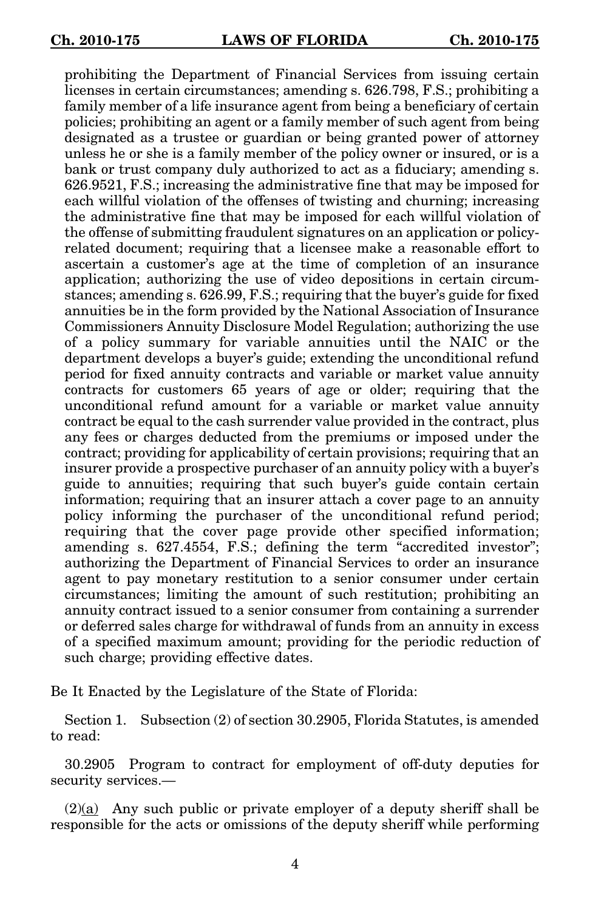prohibiting the Department of Financial Services from issuing certain licenses in certain circumstances; amending s. 626.798, F.S.; prohibiting a family member of a life insurance agent from being a beneficiary of certain policies; prohibiting an agent or a family member of such agent from being designated as a trustee or guardian or being granted power of attorney unless he or she is a family member of the policy owner or insured, or is a bank or trust company duly authorized to act as a fiduciary; amending s. 626.9521, F.S.; increasing the administrative fine that may be imposed for each willful violation of the offenses of twisting and churning; increasing the administrative fine that may be imposed for each willful violation of the offense of submitting fraudulent signatures on an application or policy-related document; requiring that a licensee make a reasonable effort to ascertain a customer's age at the time of completion of an insurance application; authorizing the use of video depositions in certain circumstances; amending s. 626.99, F.S.; requiring that the buyer's guide for fixed annuities be in the form provided by the National Association of Insurance Commissioners Annuity Disclosure Model Regulation; authorizing the use of a policy summary for variable annuities until the NAIC or the department develops a buyer's guide; extending the unconditional refund period for fixed annuity contracts and variable or market value annuity contracts for customers 65 years of age or older; requiring that the unconditional refund amount for a variable or market value annuity contract be equal to the cash surrender value provided in the contract, plus any fees or charges deducted from the premiums or imposed under the contract; providing for applicability of certain provisions; requiring that an insurer provide a prospective purchaser of an annuity policy with a buyer's guide to annuities; requiring that such buyer's guide contain certain information; requiring that an insurer attach a cover page to an annuity policy informing the purchaser of the unconditional refund period; requiring that the cover page provide other specified information; amending s. 627.4554, F.S.; defining the term "accredited investor"; authorizing the Department of Financial Services to order an insurance agent to pay monetary restitution to a senior consumer under certain circumstances; limiting the amount of such restitution; prohibiting an annuity contract issued to a senior consumer from containing a surrender or deferred sales charge for withdrawal of funds from an annuity in excess of a specified maximum amount; providing for the periodic reduction of such charge; providing effective dates.

Be It Enacted by the Legislature of the State of Florida:

Section 1. Subsection (2) of section 30.2905, Florida Statutes, is amended to read:

30.2905 Program to contract for employment of off-duty deputies for security services.—

(2)(a) Any such public or private employer of a deputy sheriff shall be responsible for the acts or omissions of the deputy sheriff while performing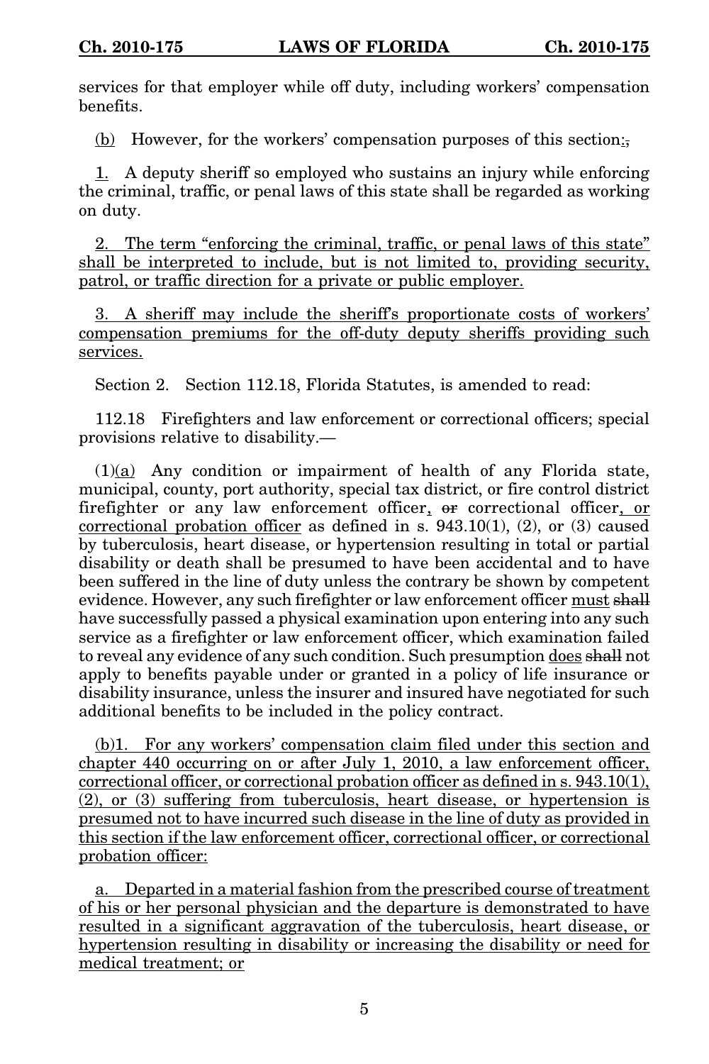services for that employer while off duty, including workers' compensation benefits.

(b) However, for the workers' compensation purposes of this section:,

1. A deputy sheriff so employed who sustains an injury while enforcing the criminal, traffic, or penal laws of this state shall be regarded as working on duty.

2. The term "enforcing the criminal, traffic, or penal laws of this state" shall be interpreted to include, but is not limited to, providing security, patrol, or traffic direction for a private or public employer.

3. A sheriff may include the sheriff's proportionate costs of workers' compensation premiums for the off-duty deputy sheriffs providing such services.

Section 2. Section 112.18, Florida Statutes, is amended to read:

112.18 Firefighters and law enforcement or correctional officers; special provisions relative to disability.—

(1)(a) Any condition or impairment of health of any Florida state, municipal, county, port authority, special tax district, or fire control district firefighter or any law enforcement officer, or correctional officer, or correctional probation officer as defined in s. 943.10(1), (2), or (3) caused by tuberculosis, heart disease, or hypertension resulting in total or partial disability or death shall be presumed to have been accidental and to have been suffered in the line of duty unless the contrary be shown by competent evidence. However, any such firefighter or law enforcement officer must shall have successfully passed a physical examination upon entering into any such service as a firefighter or law enforcement officer, which examination failed to reveal any evidence of any such condition. Such presumption does shall not apply to benefits payable under or granted in a policy of life insurance or disability insurance, unless the insurer and insured have negotiated for such additional benefits to be included in the policy contract.

(b)1. For any workers' compensation claim filed under this section and chapter 440 occurring on or after July 1, 2010, a law enforcement officer, correctional officer, or correctional probation officer as defined in s. 943.10(1), (2), or (3) suffering from tuberculosis, heart disease, or hypertension is presumed not to have incurred such disease in the line of duty as provided in this section if the law enforcement officer, correctional officer, or correctional probation officer:

a. Departed in a material fashion from the prescribed course of treatment of his or her personal physician and the departure is demonstrated to have resulted in a significant aggravation of the tuberculosis, heart disease, or hypertension resulting in disability or increasing the disability or need for medical treatment; or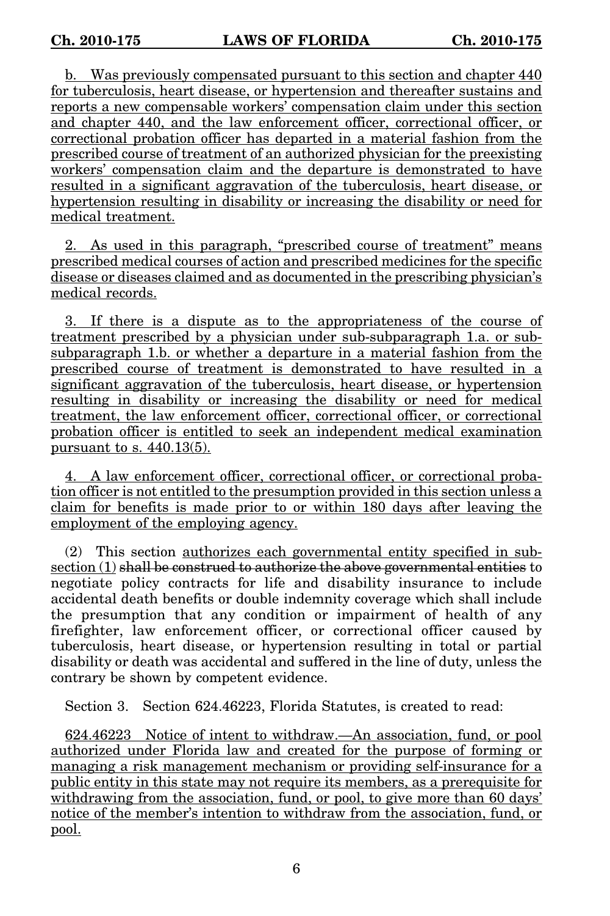b. Was previously compensated pursuant to this section and chapter 440 for tuberculosis, heart disease, or hypertension and thereafter sustains and reports a new compensable workers' compensation claim under this section and chapter 440, and the law enforcement officer, correctional officer, or correctional probation officer has departed in a material fashion from the prescribed course of treatment of an authorized physician for the preexisting workers' compensation claim and the departure is demonstrated to have resulted in a significant aggravation of the tuberculosis, heart disease, or hypertension resulting in disability or increasing the disability or need for medical treatment.

2. As used in this paragraph, "prescribed course of treatment" means prescribed medical courses of action and prescribed medicines for the specific disease or diseases claimed and as documented in the prescribing physician's medical records.

3. If there is a dispute as to the appropriateness of the course of treatment prescribed by a physician under sub-subparagraph 1.a. or sub-subparagraph 1.b. or whether a departure in a material fashion from the prescribed course of treatment is demonstrated to have resulted in a significant aggravation of the tuberculosis, heart disease, or hypertension resulting in disability or increasing the disability or need for medical treatment, the law enforcement officer, correctional officer, or correctional probation officer is entitled to seek an independent medical examination pursuant to s. 440.13(5).

4. A law enforcement officer, correctional officer, or correctional probation officer is not entitled to the presumption provided in this section unless a claim for benefits is made prior to or within 180 days after leaving the employment of the employing agency.

(2) This section authorizes each governmental entity specified in subsection (1) ~~shall be construed to authorize the above governmental entities~~ to negotiate policy contracts for life and disability insurance to include accidental death benefits or double indemnity coverage which shall include the presumption that any condition or impairment of health of any firefighter, law enforcement officer, or correctional officer caused by tuberculosis, heart disease, or hypertension resulting in total or partial disability or death was accidental and suffered in the line of duty, unless the contrary be shown by competent evidence.

Section 3. Section 624.46223, Florida Statutes, is created to read:

624.46223 Notice of intent to withdraw.—An association, fund, or pool authorized under Florida law and created for the purpose of forming or managing a risk management mechanism or providing self-insurance for a public entity in this state may not require its members, as a prerequisite for withdrawing from the association, fund, or pool, to give more than 60 days' notice of the member's intention to withdraw from the association, fund, or pool.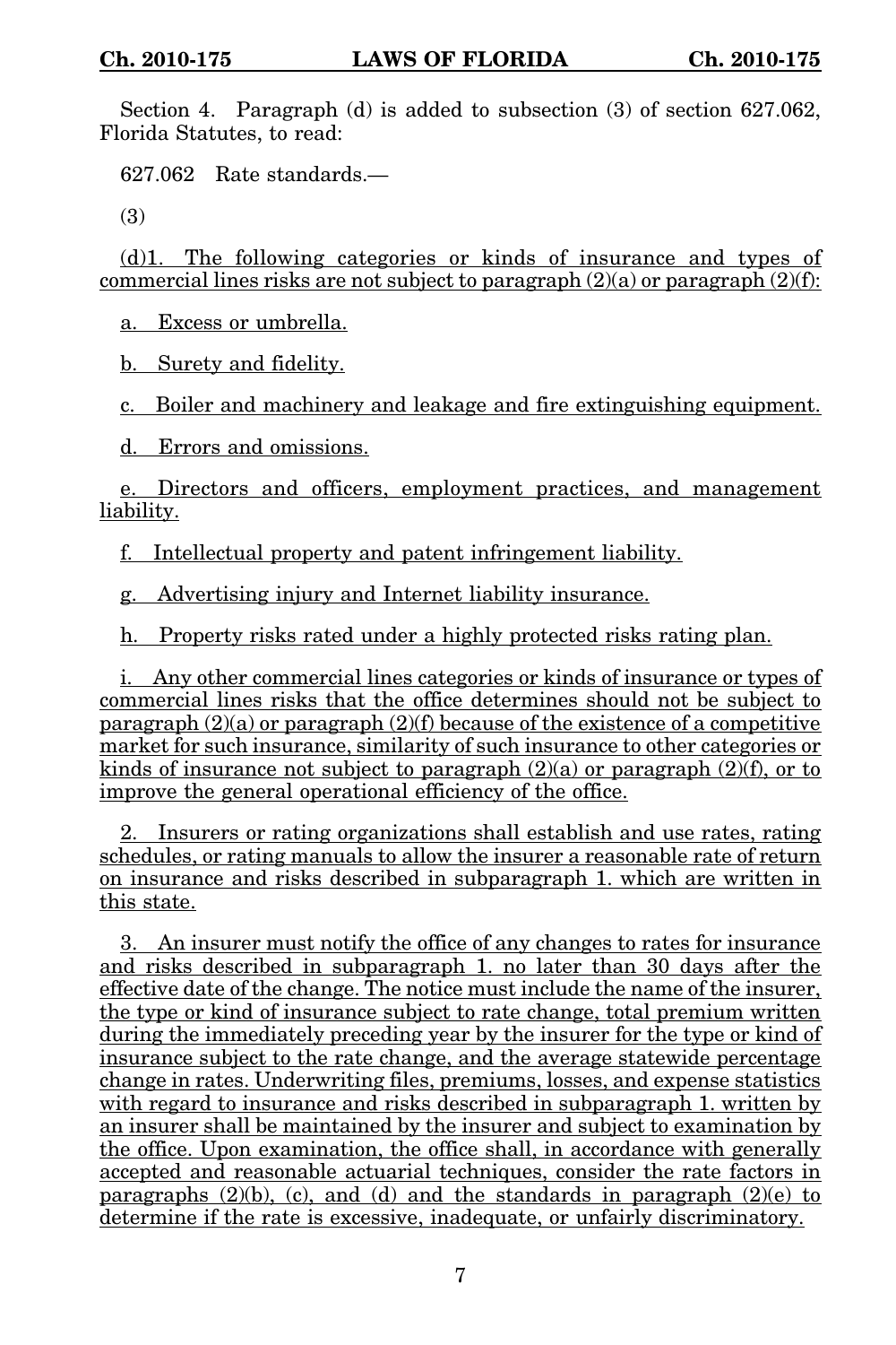Section 4. Paragraph (d) is added to subsection (3) of section 627.062, Florida Statutes, to read:

627.062 Rate standards.—

(3)

(d)1. The following categories or kinds of insurance and types of commercial lines risks are not subject to paragraph (2)(a) or paragraph (2)(f):

a. Excess or umbrella.

b. Surety and fidelity.

c. Boiler and machinery and leakage and fire extinguishing equipment.

d. Errors and omissions.

e. Directors and officers, employment practices, and management liability.

f. Intellectual property and patent infringement liability.

g. Advertising injury and Internet liability insurance.

h. Property risks rated under a highly protected risks rating plan.

i. Any other commercial lines categories or kinds of insurance or types of commercial lines risks that the office determines should not be subject to paragraph (2)(a) or paragraph (2)(f) because of the existence of a competitive market for such insurance, similarity of such insurance to other categories or kinds of insurance not subject to paragraph (2)(a) or paragraph (2)(f), or to improve the general operational efficiency of the office.

2. Insurers or rating organizations shall establish and use rates, rating schedules, or rating manuals to allow the insurer a reasonable rate of return on insurance and risks described in subparagraph 1. which are written in this state.

3. An insurer must notify the office of any changes to rates for insurance and risks described in subparagraph 1. no later than 30 days after the effective date of the change. The notice must include the name of the insurer, the type or kind of insurance subject to rate change, total premium written during the immediately preceding year by the insurer for the type or kind of insurance subject to the rate change, and the average statewide percentage change in rates. Underwriting files, premiums, losses, and expense statistics with regard to insurance and risks described in subparagraph 1. written by an insurer shall be maintained by the insurer and subject to examination by the office. Upon examination, the office shall, in accordance with generally accepted and reasonable actuarial techniques, consider the rate factors in paragraphs (2)(b), (c), and (d) and the standards in paragraph (2)(e) to determine if the rate is excessive, inadequate, or unfairly discriminatory.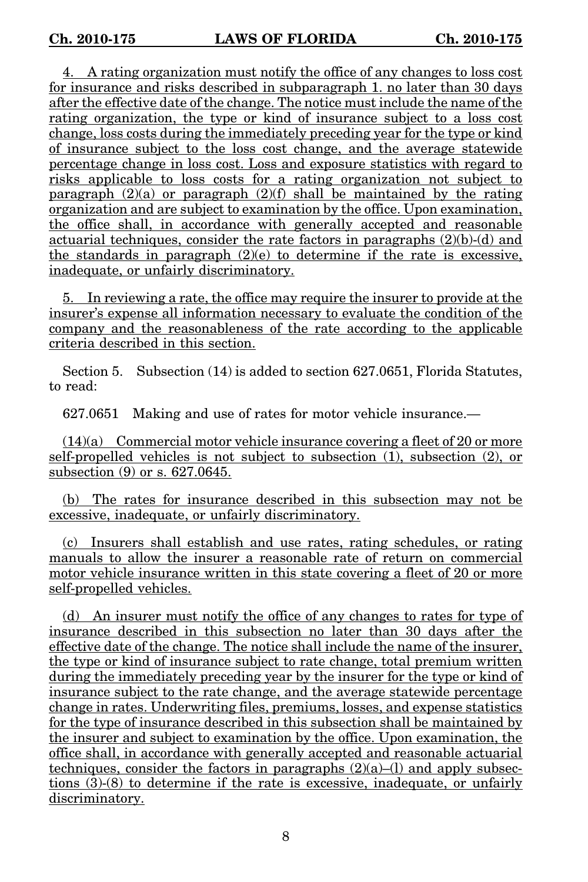4. A rating organization must notify the office of any changes to loss cost for insurance and risks described in subparagraph 1. no later than 30 days after the effective date of the change. The notice must include the name of the rating organization, the type or kind of insurance subject to a loss cost change, loss costs during the immediately preceding year for the type or kind of insurance subject to the loss cost change, and the average statewide percentage change in loss cost. Loss and exposure statistics with regard to risks applicable to loss costs for a rating organization not subject to paragraph (2)(a) or paragraph (2)(f) shall be maintained by the rating organization and are subject to examination by the office. Upon examination, the office shall, in accordance with generally accepted and reasonable actuarial techniques, consider the rate factors in paragraphs (2)(b)-(d) and the standards in paragraph (2)(e) to determine if the rate is excessive, inadequate, or unfairly discriminatory.

5. In reviewing a rate, the office may require the insurer to provide at the insurer's expense all information necessary to evaluate the condition of the company and the reasonableness of the rate according to the applicable criteria described in this section.

Section 5. Subsection (14) is added to section 627.0651, Florida Statutes, to read:

627.0651 Making and use of rates for motor vehicle insurance.—

(14)(a) Commercial motor vehicle insurance covering a fleet of 20 or more self-propelled vehicles is not subject to subsection (1), subsection (2), or subsection (9) or s. 627.0645.

(b) The rates for insurance described in this subsection may not be excessive, inadequate, or unfairly discriminatory.

(c) Insurers shall establish and use rates, rating schedules, or rating manuals to allow the insurer a reasonable rate of return on commercial motor vehicle insurance written in this state covering a fleet of 20 or more self-propelled vehicles.

(d) An insurer must notify the office of any changes to rates for type of insurance described in this subsection no later than 30 days after the effective date of the change. The notice shall include the name of the insurer, the type or kind of insurance subject to rate change, total premium written during the immediately preceding year by the insurer for the type or kind of insurance subject to the rate change, and the average statewide percentage change in rates. Underwriting files, premiums, losses, and expense statistics for the type of insurance described in this subsection shall be maintained by the insurer and subject to examination by the office. Upon examination, the office shall, in accordance with generally accepted and reasonable actuarial techniques, consider the factors in paragraphs (2)(a)–(l) and apply subsections (3)-(8) to determine if the rate is excessive, inadequate, or unfairly discriminatory.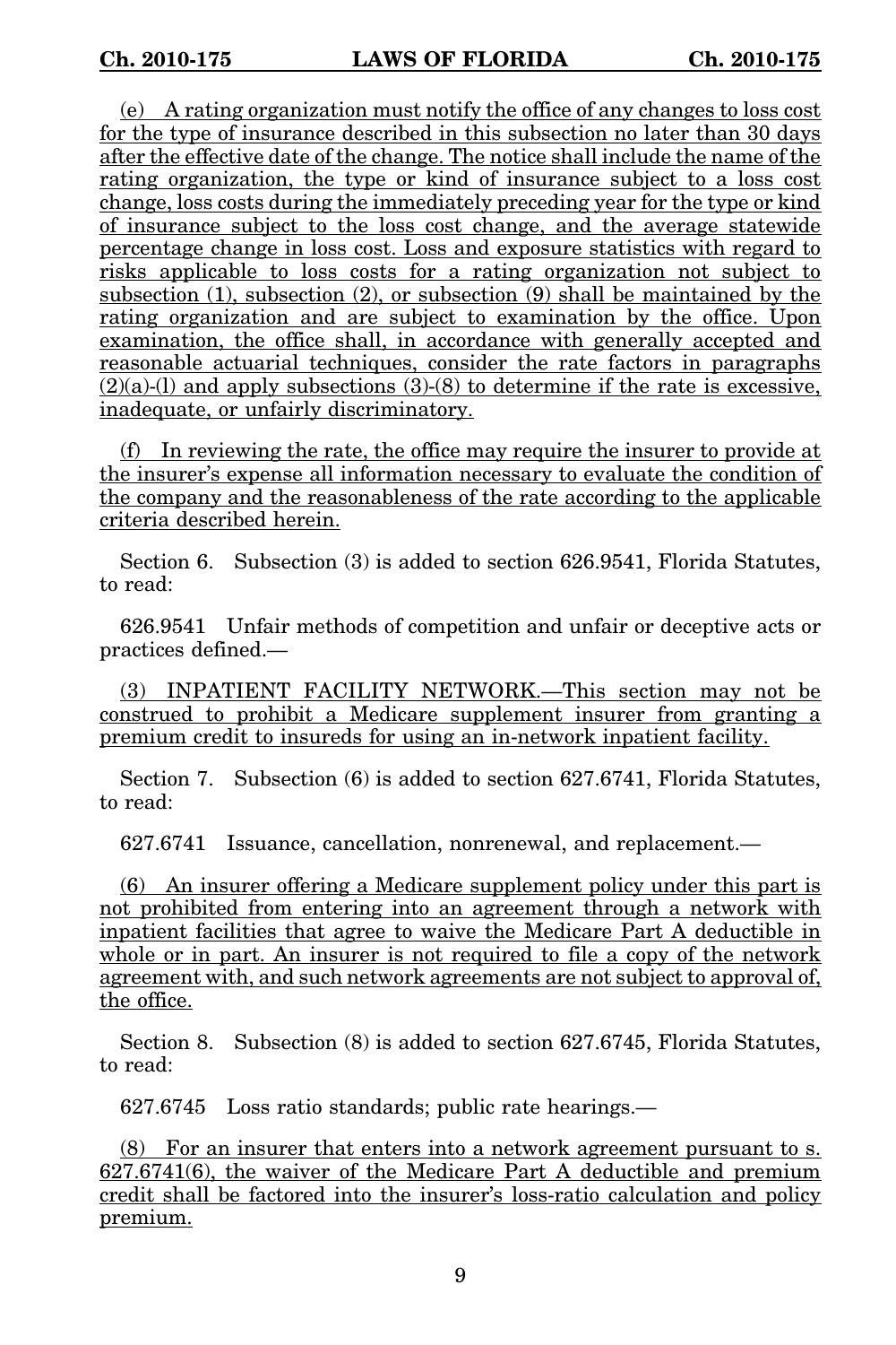(e) A rating organization must notify the office of any changes to loss cost for the type of insurance described in this subsection no later than 30 days after the effective date of the change. The notice shall include the name of the rating organization, the type or kind of insurance subject to a loss cost change, loss costs during the immediately preceding year for the type or kind of insurance subject to the loss cost change, and the average statewide percentage change in loss cost. Loss and exposure statistics with regard to risks applicable to loss costs for a rating organization not subject to subsection (1), subsection (2), or subsection (9) shall be maintained by the rating organization and are subject to examination by the office. Upon examination, the office shall, in accordance with generally accepted and reasonable actuarial techniques, consider the rate factors in paragraphs (2)(a)-(l) and apply subsections (3)-(8) to determine if the rate is excessive, inadequate, or unfairly discriminatory.

(f) In reviewing the rate, the office may require the insurer to provide at the insurer's expense all information necessary to evaluate the condition of the company and the reasonableness of the rate according to the applicable criteria described herein.

Section 6. Subsection (3) is added to section 626.9541, Florida Statutes, to read:

626.9541 Unfair methods of competition and unfair or deceptive acts or practices defined.—

(3) INPATIENT FACILITY NETWORK.—This section may not be construed to prohibit a Medicare supplement insurer from granting a premium credit to insureds for using an in-network inpatient facility.

Section 7. Subsection (6) is added to section 627.6741, Florida Statutes, to read:

627.6741 Issuance, cancellation, nonrenewal, and replacement.—

(6) An insurer offering a Medicare supplement policy under this part is not prohibited from entering into an agreement through a network with inpatient facilities that agree to waive the Medicare Part A deductible in whole or in part. An insurer is not required to file a copy of the network agreement with, and such network agreements are not subject to approval of, the office.

Section 8. Subsection (8) is added to section 627.6745, Florida Statutes, to read:

627.6745 Loss ratio standards; public rate hearings.—

(8) For an insurer that enters into a network agreement pursuant to s. 627.6741(6), the waiver of the Medicare Part A deductible and premium credit shall be factored into the insurer's loss-ratio calculation and policy premium.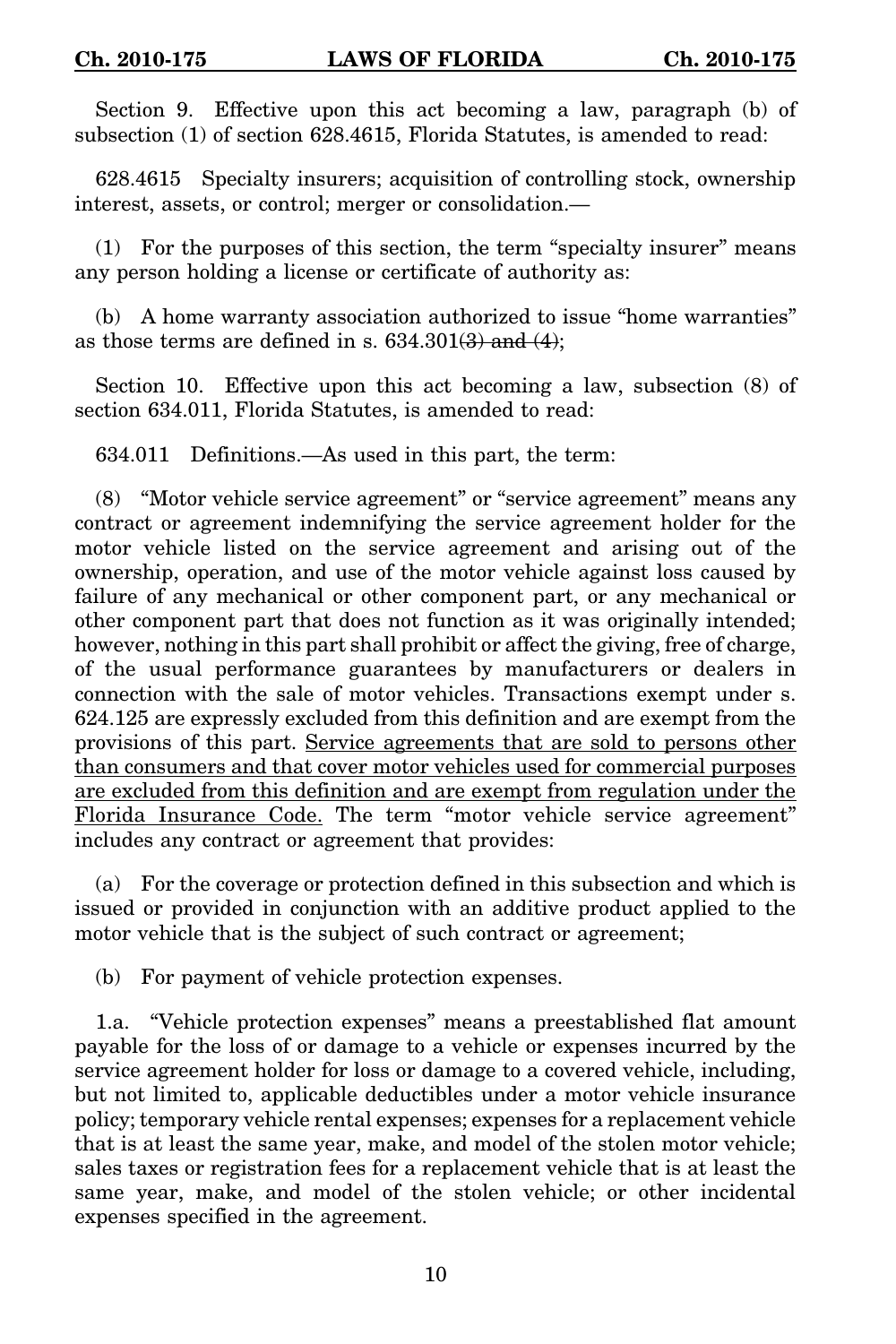Section 9. Effective upon this act becoming a law, paragraph (b) of subsection (1) of section 628.4615, Florida Statutes, is amended to read:

628.4615 Specialty insurers; acquisition of controlling stock, ownership interest, assets, or control; merger or consolidation.—

(1) For the purposes of this section, the term "specialty insurer" means any person holding a license or certificate of authority as:

(b) A home warranty association authorized to issue "home warranties" as those terms are defined in s. 634.301~~(3) and (4)~~;

Section 10. Effective upon this act becoming a law, subsection (8) of section 634.011, Florida Statutes, is amended to read:

634.011 Definitions.—As used in this part, the term:

(8) "Motor vehicle service agreement" or "service agreement" means any contract or agreement indemnifying the service agreement holder for the motor vehicle listed on the service agreement and arising out of the ownership, operation, and use of the motor vehicle against loss caused by failure of any mechanical or other component part, or any mechanical or other component part that does not function as it was originally intended; however, nothing in this part shall prohibit or affect the giving, free of charge, of the usual performance guarantees by manufacturers or dealers in connection with the sale of motor vehicles. Transactions exempt under s. 624.125 are expressly excluded from this definition and are exempt from the provisions of this part. <u>Service agreements that are sold to persons other than consumers and that cover motor vehicles used for commercial purposes are excluded from this definition and are exempt from regulation under the Florida Insurance Code.</u> The term "motor vehicle service agreement" includes any contract or agreement that provides:

(a) For the coverage or protection defined in this subsection and which is issued or provided in conjunction with an additive product applied to the motor vehicle that is the subject of such contract or agreement;

(b) For payment of vehicle protection expenses.

1.a. "Vehicle protection expenses" means a preestablished flat amount payable for the loss of or damage to a vehicle or expenses incurred by the service agreement holder for loss or damage to a covered vehicle, including, but not limited to, applicable deductibles under a motor vehicle insurance policy; temporary vehicle rental expenses; expenses for a replacement vehicle that is at least the same year, make, and model of the stolen motor vehicle; sales taxes or registration fees for a replacement vehicle that is at least the same year, make, and model of the stolen vehicle; or other incidental expenses specified in the agreement.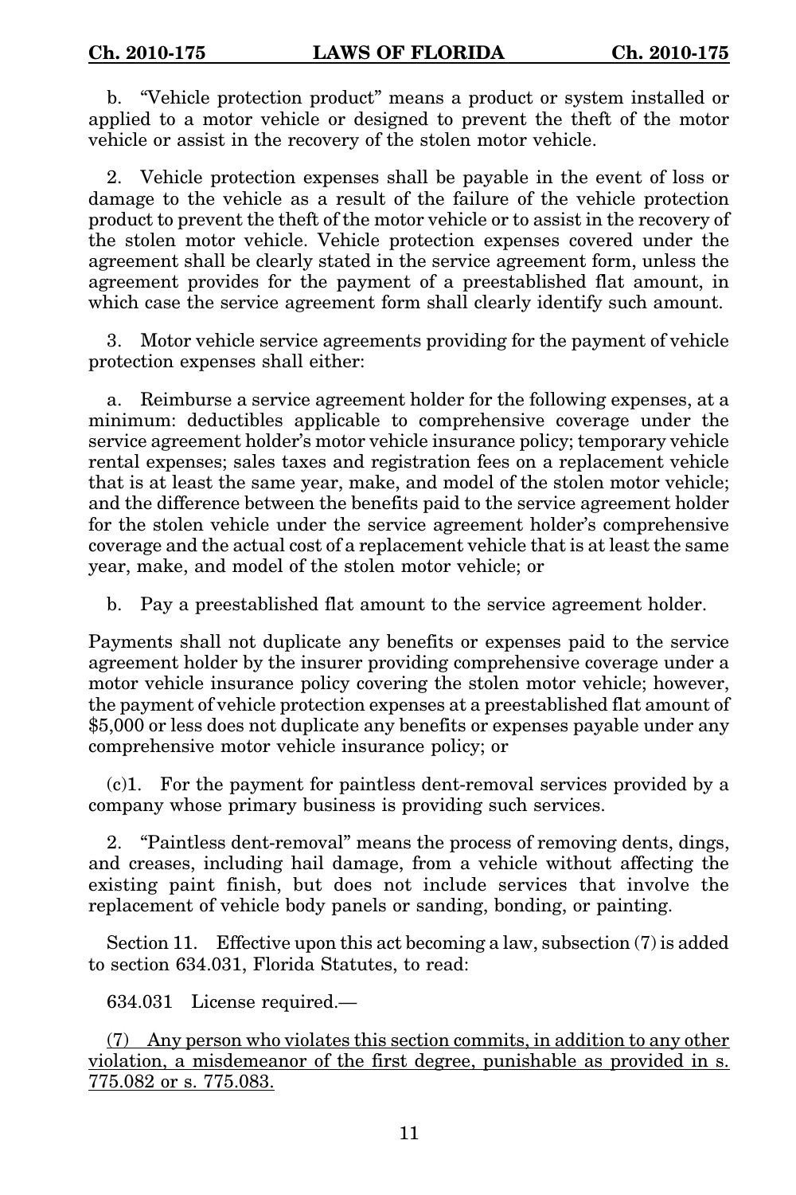b. "Vehicle protection product" means a product or system installed or applied to a motor vehicle or designed to prevent the theft of the motor vehicle or assist in the recovery of the stolen motor vehicle.

2. Vehicle protection expenses shall be payable in the event of loss or damage to the vehicle as a result of the failure of the vehicle protection product to prevent the theft of the motor vehicle or to assist in the recovery of the stolen motor vehicle. Vehicle protection expenses covered under the agreement shall be clearly stated in the service agreement form, unless the agreement provides for the payment of a preestablished flat amount, in which case the service agreement form shall clearly identify such amount.

3. Motor vehicle service agreements providing for the payment of vehicle protection expenses shall either:

a. Reimburse a service agreement holder for the following expenses, at a minimum: deductibles applicable to comprehensive coverage under the service agreement holder's motor vehicle insurance policy; temporary vehicle rental expenses; sales taxes and registration fees on a replacement vehicle that is at least the same year, make, and model of the stolen motor vehicle; and the difference between the benefits paid to the service agreement holder for the stolen vehicle under the service agreement holder's comprehensive coverage and the actual cost of a replacement vehicle that is at least the same year, make, and model of the stolen motor vehicle; or

b. Pay a preestablished flat amount to the service agreement holder.

Payments shall not duplicate any benefits or expenses paid to the service agreement holder by the insurer providing comprehensive coverage under a motor vehicle insurance policy covering the stolen motor vehicle; however, the payment of vehicle protection expenses at a preestablished flat amount of $5,000 or less does not duplicate any benefits or expenses payable under any comprehensive motor vehicle insurance policy; or

(c)1. For the payment for paintless dent-removal services provided by a company whose primary business is providing such services.

2. "Paintless dent-removal" means the process of removing dents, dings, and creases, including hail damage, from a vehicle without affecting the existing paint finish, but does not include services that involve the replacement of vehicle body panels or sanding, bonding, or painting.

Section 11. Effective upon this act becoming a law, subsection (7) is added to section 634.031, Florida Statutes, to read:

634.031 License required.—

<u>(7) Any person who violates this section commits, in addition to any other violation, a misdemeanor of the first degree, punishable as provided in s. 775.082 or s. 775.083.</u>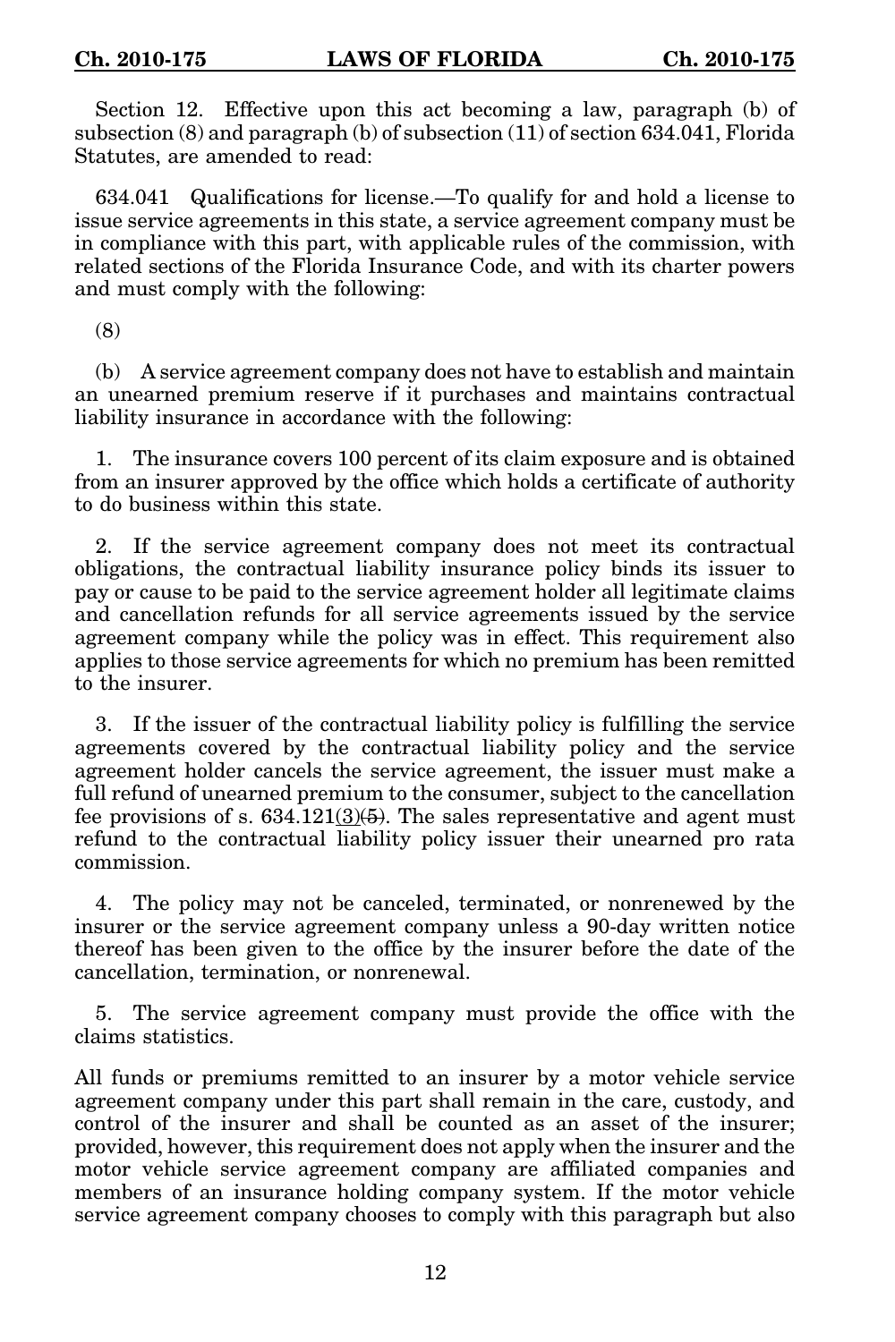Section 12. Effective upon this act becoming a law, paragraph (b) of subsection (8) and paragraph (b) of subsection (11) of section 634.041, Florida Statutes, are amended to read:

634.041 Qualifications for license.—To qualify for and hold a license to issue service agreements in this state, a service agreement company must be in compliance with this part, with applicable rules of the commission, with related sections of the Florida Insurance Code, and with its charter powers and must comply with the following:

(8)

(b) A service agreement company does not have to establish and maintain an unearned premium reserve if it purchases and maintains contractual liability insurance in accordance with the following:

1. The insurance covers 100 percent of its claim exposure and is obtained from an insurer approved by the office which holds a certificate of authority to do business within this state.

2. If the service agreement company does not meet its contractual obligations, the contractual liability insurance policy binds its issuer to pay or cause to be paid to the service agreement holder all legitimate claims and cancellation refunds for all service agreements issued by the service agreement company while the policy was in effect. This requirement also applies to those service agreements for which no premium has been remitted to the insurer.

3. If the issuer of the contractual liability policy is fulfilling the service agreements covered by the contractual liability policy and the service agreement holder cancels the service agreement, the issuer must make a full refund of unearned premium to the consumer, subject to the cancellation fee provisions of s. 634.121(3)~~(5)~~. The sales representative and agent must refund to the contractual liability policy issuer their unearned pro rata commission.

4. The policy may not be canceled, terminated, or nonrenewed by the insurer or the service agreement company unless a 90-day written notice thereof has been given to the office by the insurer before the date of the cancellation, termination, or nonrenewal.

5. The service agreement company must provide the office with the claims statistics.

All funds or premiums remitted to an insurer by a motor vehicle service agreement company under this part shall remain in the care, custody, and control of the insurer and shall be counted as an asset of the insurer; provided, however, this requirement does not apply when the insurer and the motor vehicle service agreement company are affiliated companies and members of an insurance holding company system. If the motor vehicle service agreement company chooses to comply with this paragraph but also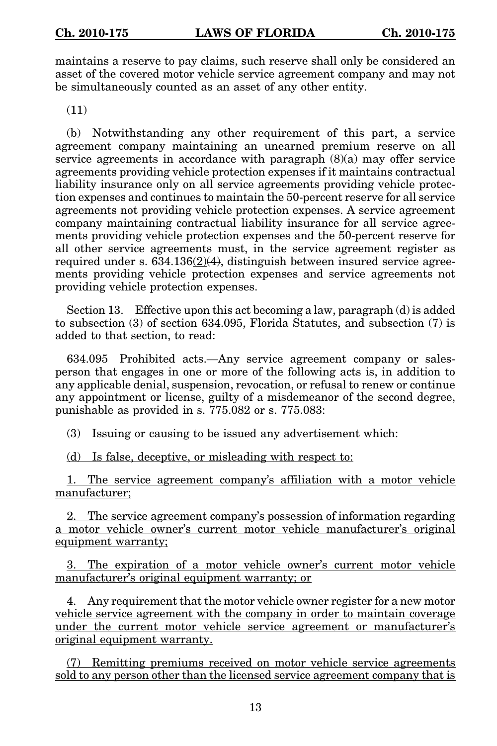maintains a reserve to pay claims, such reserve shall only be considered an asset of the covered motor vehicle service agreement company and may not be simultaneously counted as an asset of any other entity.

(11)

(b) Notwithstanding any other requirement of this part, a service agreement company maintaining an unearned premium reserve on all service agreements in accordance with paragraph (8)(a) may offer service agreements providing vehicle protection expenses if it maintains contractual liability insurance only on all service agreements providing vehicle protection expenses and continues to maintain the 50-percent reserve for all service agreements not providing vehicle protection expenses. A service agreement company maintaining contractual liability insurance for all service agreements providing vehicle protection expenses and the 50-percent reserve for all other service agreements must, in the service agreement register as required under s. 634.136(2)~~(4)~~, distinguish between insured service agreements providing vehicle protection expenses and service agreements not providing vehicle protection expenses.

Section 13. Effective upon this act becoming a law, paragraph (d) is added to subsection (3) of section 634.095, Florida Statutes, and subsection (7) is added to that section, to read:

634.095 Prohibited acts.—Any service agreement company or salesperson that engages in one or more of the following acts is, in addition to any applicable denial, suspension, revocation, or refusal to renew or continue any appointment or license, guilty of a misdemeanor of the second degree, punishable as provided in s. 775.082 or s. 775.083:

(3) Issuing or causing to be issued any advertisement which:

<u>(d) Is false, deceptive, or misleading with respect to:</u>

<u>1. The service agreement company's affiliation with a motor vehicle manufacturer;</u>

<u>2. The service agreement company's possession of information regarding a motor vehicle owner's current motor vehicle manufacturer's original equipment warranty;</u>

<u>3. The expiration of a motor vehicle owner's current motor vehicle manufacturer's original equipment warranty; or</u>

<u>4. Any requirement that the motor vehicle owner register for a new motor vehicle service agreement with the company in order to maintain coverage under the current motor vehicle service agreement or manufacturer's original equipment warranty.</u>

<u>(7) Remitting premiums received on motor vehicle service agreements sold to any person other than the licensed service agreement company that is</u>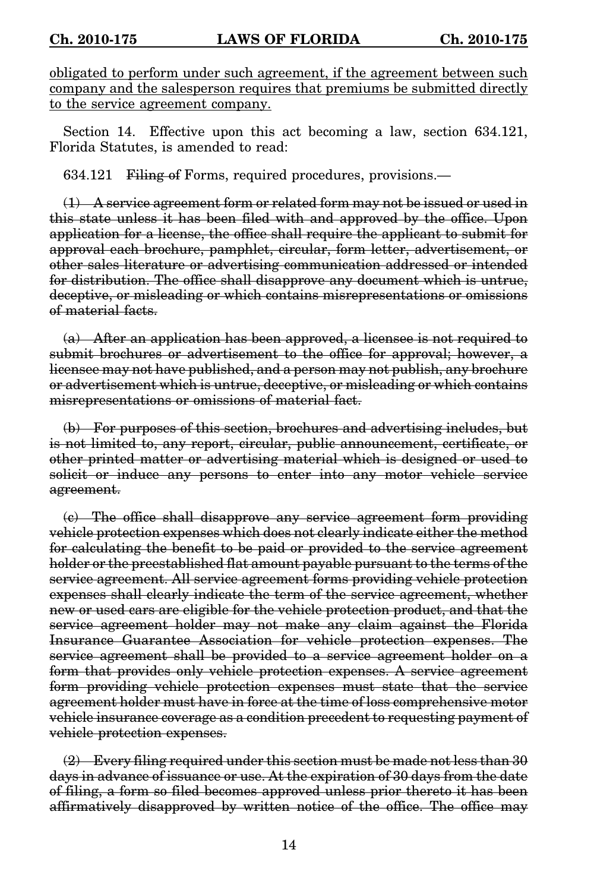<u>obligated to perform under such agreement, if the agreement between such company and the salesperson requires that premiums be submitted directly to the service agreement company.</u>

Section 14. Effective upon this act becoming a law, section 634.121, Florida Statutes, is amended to read:

634.121 ~~Filing of~~ Forms, required procedures, provisions.—

~~(1) A service agreement form or related form may not be issued or used in this state unless it has been filed with and approved by the office. Upon application for a license, the office shall require the applicant to submit for approval each brochure, pamphlet, circular, form letter, advertisement, or other sales literature or advertising communication addressed or intended for distribution. The office shall disapprove any document which is untrue, deceptive, or misleading or which contains misrepresentations or omissions of material facts.~~

~~(a) After an application has been approved, a licensee is not required to submit brochures or advertisement to the office for approval; however, a licensee may not have published, and a person may not publish, any brochure or advertisement which is untrue, deceptive, or misleading or which contains misrepresentations or omissions of material fact.~~

~~(b) For purposes of this section, brochures and advertising includes, but is not limited to, any report, circular, public announcement, certificate, or other printed matter or advertising material which is designed or used to solicit or induce any persons to enter into any motor vehicle service agreement.~~

~~(c) The office shall disapprove any service agreement form providing vehicle protection expenses which does not clearly indicate either the method for calculating the benefit to be paid or provided to the service agreement holder or the preestablished flat amount payable pursuant to the terms of the service agreement. All service agreement forms providing vehicle protection expenses shall clearly indicate the term of the service agreement, whether new or used cars are eligible for the vehicle protection product, and that the service agreement holder may not make any claim against the Florida Insurance Guarantee Association for vehicle protection expenses. The service agreement shall be provided to a service agreement holder on a form that provides only vehicle protection expenses. A service agreement form providing vehicle protection expenses must state that the service agreement holder must have in force at the time of loss comprehensive motor vehicle insurance coverage as a condition precedent to requesting payment of vehicle protection expenses.~~

~~(2) Every filing required under this section must be made not less than 30 days in advance of issuance or use. At the expiration of 30 days from the date of filing, a form so filed becomes approved unless prior thereto it has been affirmatively disapproved by written notice of the office. The office may~~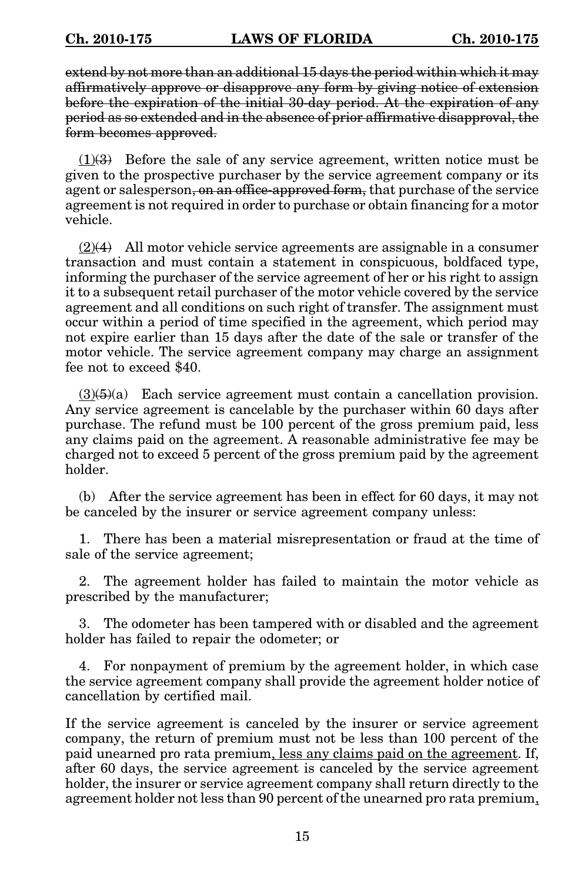~~extend by not more than an additional 15 days the period within which it may affirmatively approve or disapprove any form by giving notice of extension before the expiration of the initial 30-day period. At the expiration of any period as so extended and in the absence of prior affirmative disapproval, the form becomes approved.~~

<u>(1)</u>~~(3)~~ Before the sale of any service agreement, written notice must be given to the prospective purchaser by the service agreement company or its agent or salesperson~~, on an office-approved form,~~ that purchase of the service agreement is not required in order to purchase or obtain financing for a motor vehicle.

<u>(2)</u>~~(4)~~ All motor vehicle service agreements are assignable in a consumer transaction and must contain a statement in conspicuous, boldfaced type, informing the purchaser of the service agreement of her or his right to assign it to a subsequent retail purchaser of the motor vehicle covered by the service agreement and all conditions on such right of transfer. The assignment must occur within a period of time specified in the agreement, which period may not expire earlier than 15 days after the date of the sale or transfer of the motor vehicle. The service agreement company may charge an assignment fee not to exceed $40.

<u>(3)</u>~~(5)~~(a) Each service agreement must contain a cancellation provision. Any service agreement is cancelable by the purchaser within 60 days after purchase. The refund must be 100 percent of the gross premium paid, less any claims paid on the agreement. A reasonable administrative fee may be charged not to exceed 5 percent of the gross premium paid by the agreement holder.

(b) After the service agreement has been in effect for 60 days, it may not be canceled by the insurer or service agreement company unless:

1. There has been a material misrepresentation or fraud at the time of sale of the service agreement;

2. The agreement holder has failed to maintain the motor vehicle as prescribed by the manufacturer;

3. The odometer has been tampered with or disabled and the agreement holder has failed to repair the odometer; or

4. For nonpayment of premium by the agreement holder, in which case the service agreement company shall provide the agreement holder notice of cancellation by certified mail.

If the service agreement is canceled by the insurer or service agreement company, the return of premium must not be less than 100 percent of the paid unearned pro rata premium<u>, less any claims paid on the agreement</u>. If, after 60 days, the service agreement is canceled by the service agreement holder, the insurer or service agreement company shall return directly to the agreement holder not less than 90 percent of the unearned pro rata premium<u>,</u>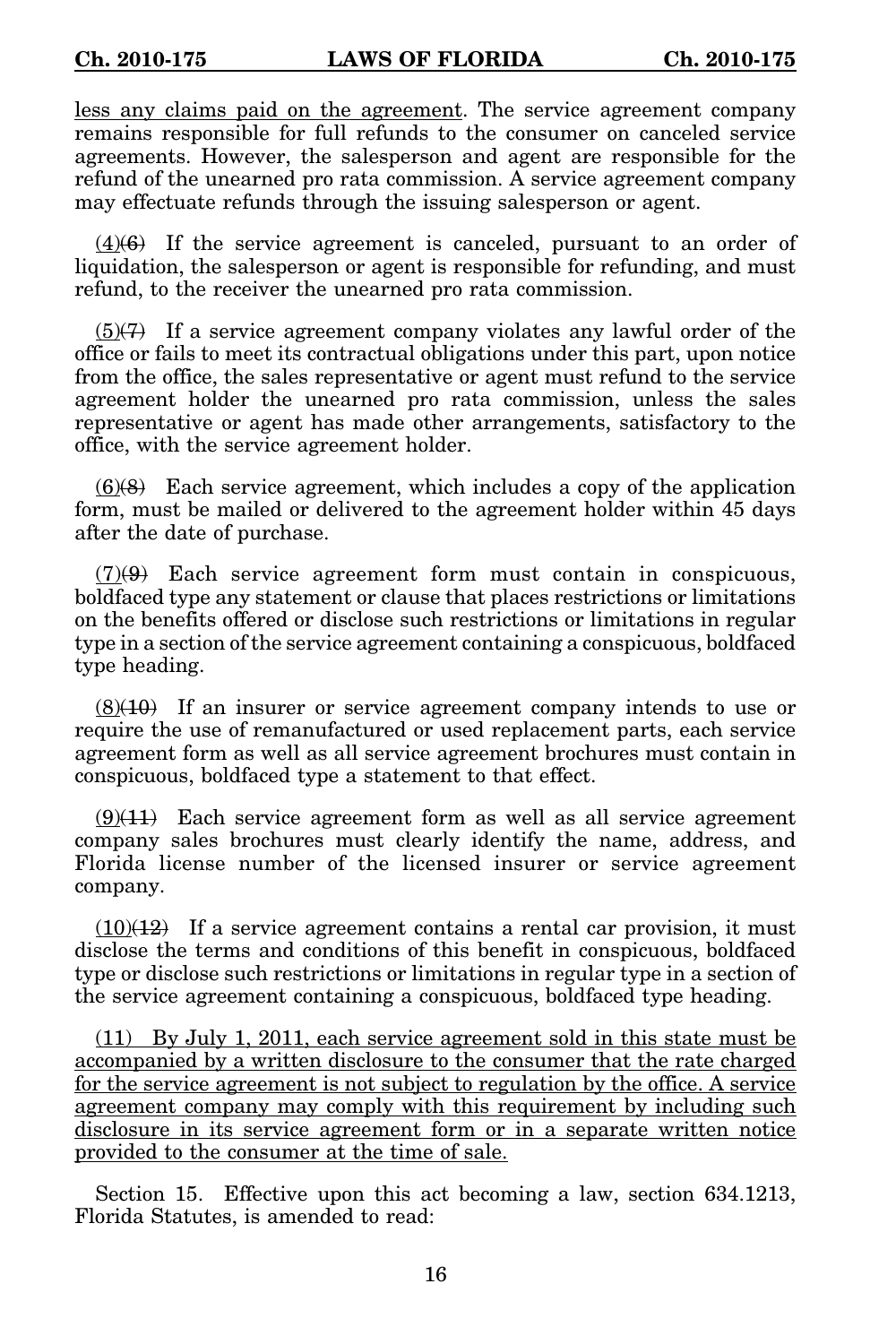less any claims paid on the agreement. The service agreement company remains responsible for full refunds to the consumer on canceled service agreements. However, the salesperson and agent are responsible for the refund of the unearned pro rata commission. A service agreement company may effectuate refunds through the issuing salesperson or agent.

(4)(6) If the service agreement is canceled, pursuant to an order of liquidation, the salesperson or agent is responsible for refunding, and must refund, to the receiver the unearned pro rata commission.

(5)(7) If a service agreement company violates any lawful order of the office or fails to meet its contractual obligations under this part, upon notice from the office, the sales representative or agent must refund to the service agreement holder the unearned pro rata commission, unless the sales representative or agent has made other arrangements, satisfactory to the office, with the service agreement holder.

(6)(8) Each service agreement, which includes a copy of the application form, must be mailed or delivered to the agreement holder within 45 days after the date of purchase.

(7)(9) Each service agreement form must contain in conspicuous, boldfaced type any statement or clause that places restrictions or limitations on the benefits offered or disclose such restrictions or limitations in regular type in a section of the service agreement containing a conspicuous, boldfaced type heading.

(8)(10) If an insurer or service agreement company intends to use or require the use of remanufactured or used replacement parts, each service agreement form as well as all service agreement brochures must contain in conspicuous, boldfaced type a statement to that effect.

(9)(11) Each service agreement form as well as all service agreement company sales brochures must clearly identify the name, address, and Florida license number of the licensed insurer or service agreement company.

(10)(12) If a service agreement contains a rental car provision, it must disclose the terms and conditions of this benefit in conspicuous, boldfaced type or disclose such restrictions or limitations in regular type in a section of the service agreement containing a conspicuous, boldfaced type heading.

(11) By July 1, 2011, each service agreement sold in this state must be accompanied by a written disclosure to the consumer that the rate charged for the service agreement is not subject to regulation by the office. A service agreement company may comply with this requirement by including such disclosure in its service agreement form or in a separate written notice provided to the consumer at the time of sale.

Section 15. Effective upon this act becoming a law, section 634.1213, Florida Statutes, is amended to read: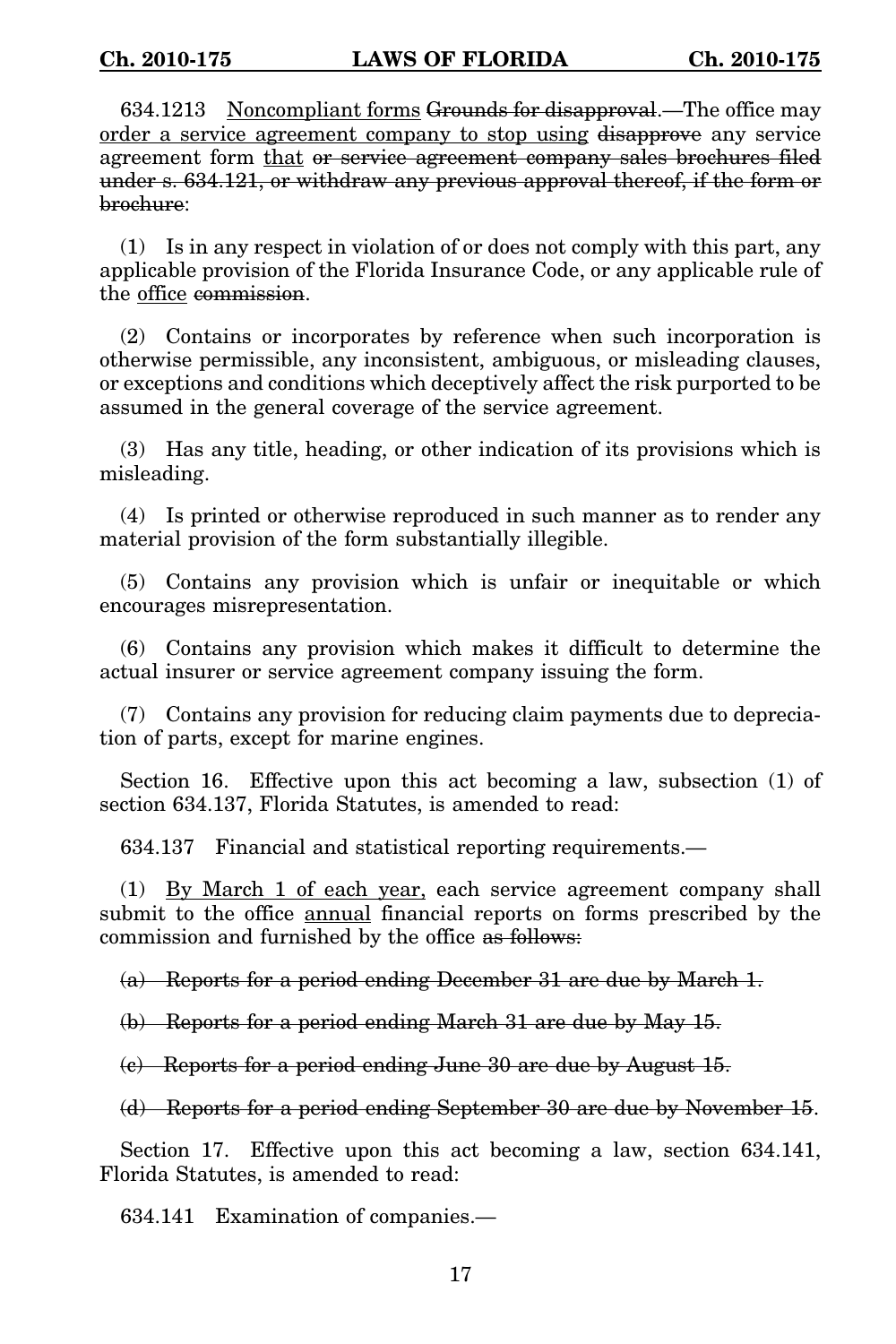634.1213 <u>Noncompliant forms</u> ~~Grounds for disapproval~~.—The office may <u>order a service agreement company to stop using</u> ~~disapprove~~ any service agreement form <u>that</u> ~~or service agreement company sales brochures filed under s. 634.121, or withdraw any previous approval thereof, if the form or brochure~~:

(1) Is in any respect in violation of or does not comply with this part, any applicable provision of the Florida Insurance Code, or any applicable rule of the <u>office</u> ~~commission~~.

(2) Contains or incorporates by reference when such incorporation is otherwise permissible, any inconsistent, ambiguous, or misleading clauses, or exceptions and conditions which deceptively affect the risk purported to be assumed in the general coverage of the service agreement.

(3) Has any title, heading, or other indication of its provisions which is misleading.

(4) Is printed or otherwise reproduced in such manner as to render any material provision of the form substantially illegible.

(5) Contains any provision which is unfair or inequitable or which encourages misrepresentation.

(6) Contains any provision which makes it difficult to determine the actual insurer or service agreement company issuing the form.

(7) Contains any provision for reducing claim payments due to depreciation of parts, except for marine engines.

Section 16. Effective upon this act becoming a law, subsection (1) of section 634.137, Florida Statutes, is amended to read:

634.137 Financial and statistical reporting requirements.—

(1) <u>By March 1 of each year,</u> each service agreement company shall submit to the office <u>annual</u> financial reports on forms prescribed by the commission and furnished by the office ~~as follows:~~

~~(a) Reports for a period ending December 31 are due by March 1.~~

~~(b) Reports for a period ending March 31 are due by May 15.~~

~~(c) Reports for a period ending June 30 are due by August 15.~~

~~(d) Reports for a period ending September 30 are due by November 15~~.

Section 17. Effective upon this act becoming a law, section 634.141, Florida Statutes, is amended to read:

634.141 Examination of companies.—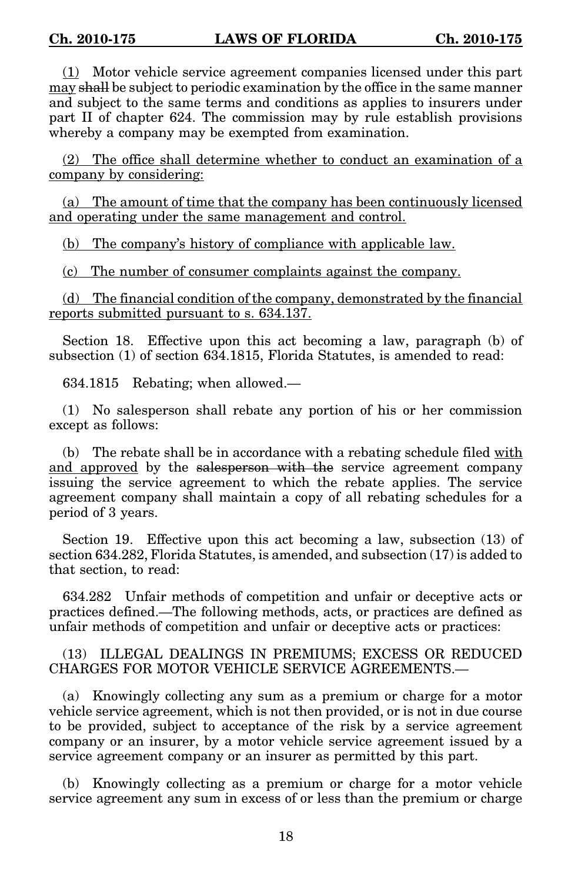(1) Motor vehicle service agreement companies licensed under this part may ~~shall~~ be subject to periodic examination by the office in the same manner and subject to the same terms and conditions as applies to insurers under part II of chapter 624. The commission may by rule establish provisions whereby a company may be exempted from examination.

(2) The office shall determine whether to conduct an examination of a company by considering:

(a) The amount of time that the company has been continuously licensed and operating under the same management and control.

(b) The company's history of compliance with applicable law.

(c) The number of consumer complaints against the company.

(d) The financial condition of the company, demonstrated by the financial reports submitted pursuant to s. 634.137.

Section 18. Effective upon this act becoming a law, paragraph (b) of subsection (1) of section 634.1815, Florida Statutes, is amended to read:

634.1815 Rebating; when allowed.—

(1) No salesperson shall rebate any portion of his or her commission except as follows:

(b) The rebate shall be in accordance with a rebating schedule filed with and approved by the ~~salesperson with the~~ service agreement company issuing the service agreement to which the rebate applies. The service agreement company shall maintain a copy of all rebating schedules for a period of 3 years.

Section 19. Effective upon this act becoming a law, subsection (13) of section 634.282, Florida Statutes, is amended, and subsection (17) is added to that section, to read:

634.282 Unfair methods of competition and unfair or deceptive acts or practices defined.—The following methods, acts, or practices are defined as unfair methods of competition and unfair or deceptive acts or practices:

(13) ILLEGAL DEALINGS IN PREMIUMS; EXCESS OR REDUCED CHARGES FOR MOTOR VEHICLE SERVICE AGREEMENTS.—

(a) Knowingly collecting any sum as a premium or charge for a motor vehicle service agreement, which is not then provided, or is not in due course to be provided, subject to acceptance of the risk by a service agreement company or an insurer, by a motor vehicle service agreement issued by a service agreement company or an insurer as permitted by this part.

(b) Knowingly collecting as a premium or charge for a motor vehicle service agreement any sum in excess of or less than the premium or charge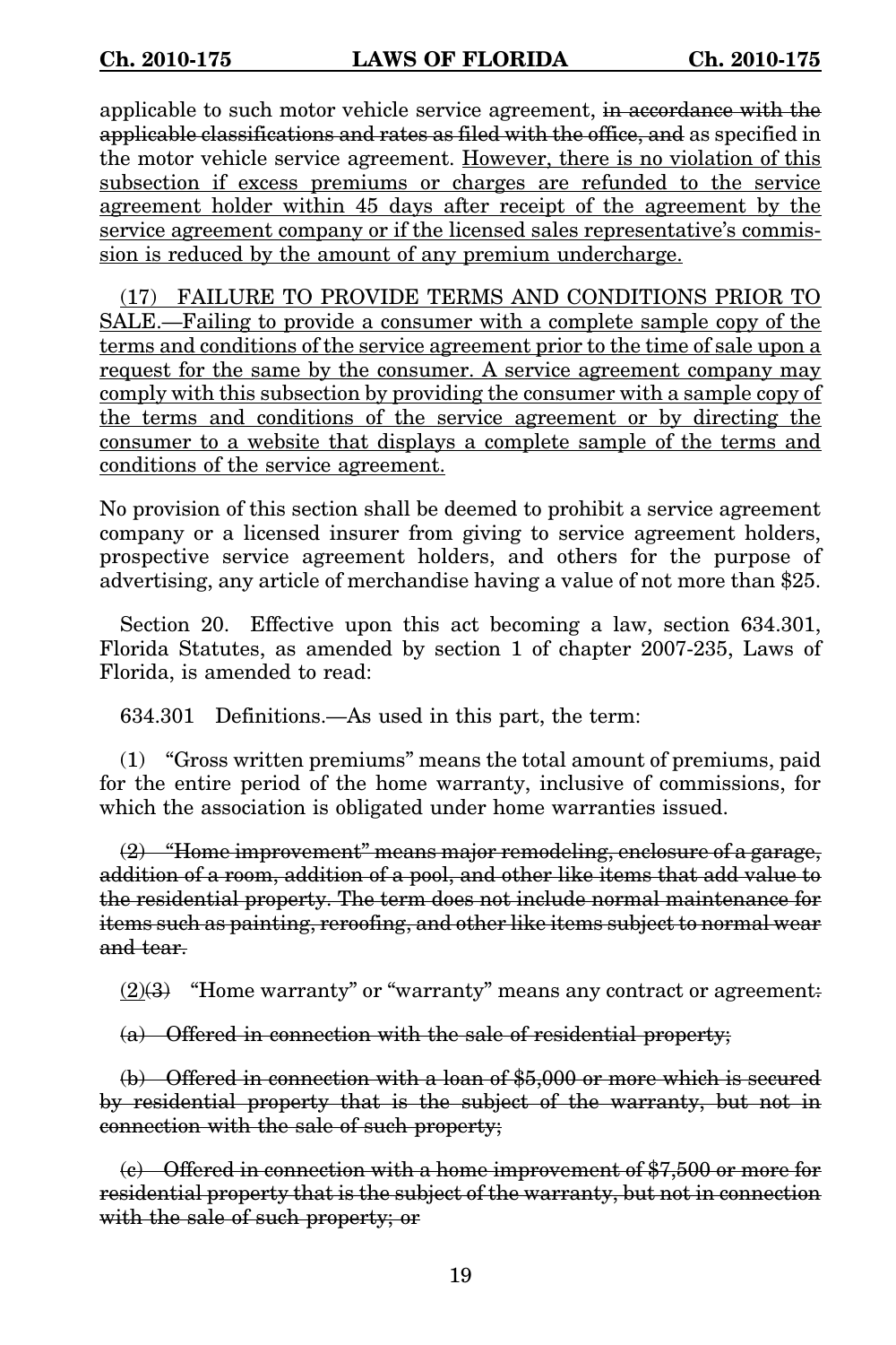applicable to such motor vehicle service agreement, ~~in accordance with the applicable classifications and rates as filed with the office, and~~ as specified in the motor vehicle service agreement. <u>However, there is no violation of this subsection if excess premiums or charges are refunded to the service agreement holder within 45 days after receipt of the agreement by the service agreement company or if the licensed sales representative's commission is reduced by the amount of any premium undercharge.</u>

<u>(17) FAILURE TO PROVIDE TERMS AND CONDITIONS PRIOR TO SALE.—Failing to provide a consumer with a complete sample copy of the terms and conditions of the service agreement prior to the time of sale upon a request for the same by the consumer. A service agreement company may comply with this subsection by providing the consumer with a sample copy of the terms and conditions of the service agreement or by directing the consumer to a website that displays a complete sample of the terms and conditions of the service agreement.</u>

No provision of this section shall be deemed to prohibit a service agreement company or a licensed insurer from giving to service agreement holders, prospective service agreement holders, and others for the purpose of advertising, any article of merchandise having a value of not more than $25.

Section 20. Effective upon this act becoming a law, section 634.301, Florida Statutes, as amended by section 1 of chapter 2007-235, Laws of Florida, is amended to read:

634.301 Definitions.—As used in this part, the term:

(1) "Gross written premiums" means the total amount of premiums, paid for the entire period of the home warranty, inclusive of commissions, for which the association is obligated under home warranties issued.

~~(2) "Home improvement" means major remodeling, enclosure of a garage, addition of a room, addition of a pool, and other like items that add value to the residential property. The term does not include normal maintenance for items such as painting, reroofing, and other like items subject to normal wear and tear.~~

<u>(2)</u>~~(3)~~ "Home warranty" or "warranty" means any contract or agreement~~:~~

~~(a) Offered in connection with the sale of residential property;~~

~~(b) Offered in connection with a loan of $5,000 or more which is secured by residential property that is the subject of the warranty, but not in connection with the sale of such property;~~

~~(c) Offered in connection with a home improvement of $7,500 or more for residential property that is the subject of the warranty, but not in connection with the sale of such property; or~~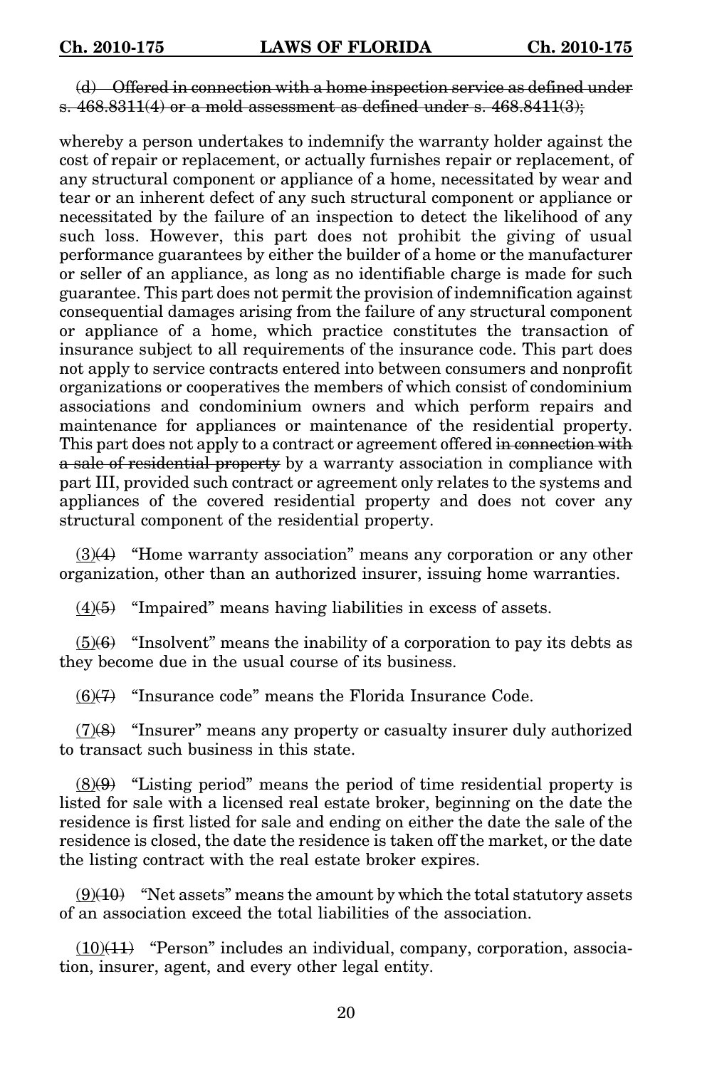~~(d) Offered in connection with a home inspection service as defined under s. 468.8311(4) or a mold assessment as defined under s. 468.8411(3);~~

whereby a person undertakes to indemnify the warranty holder against the cost of repair or replacement, or actually furnishes repair or replacement, of any structural component or appliance of a home, necessitated by wear and tear or an inherent defect of any such structural component or appliance or necessitated by the failure of an inspection to detect the likelihood of any such loss. However, this part does not prohibit the giving of usual performance guarantees by either the builder of a home or the manufacturer or seller of an appliance, as long as no identifiable charge is made for such guarantee. This part does not permit the provision of indemnification against consequential damages arising from the failure of any structural component or appliance of a home, which practice constitutes the transaction of insurance subject to all requirements of the insurance code. This part does not apply to service contracts entered into between consumers and nonprofit organizations or cooperatives the members of which consist of condominium associations and condominium owners and which perform repairs and maintenance for appliances or maintenance of the residential property. This part does not apply to a contract or agreement offered ~~in connection with a sale of residential property~~ by a warranty association in compliance with part III, provided such contract or agreement only relates to the systems and appliances of the covered residential property and does not cover any structural component of the residential property.

<u>(3)</u>~~(4)~~ "Home warranty association" means any corporation or any other organization, other than an authorized insurer, issuing home warranties.

<u>(4)</u>~~(5)~~ "Impaired" means having liabilities in excess of assets.

<u>(5)</u>~~(6)~~ "Insolvent" means the inability of a corporation to pay its debts as they become due in the usual course of its business.

<u>(6)</u>~~(7)~~ "Insurance code" means the Florida Insurance Code.

<u>(7)</u>~~(8)~~ "Insurer" means any property or casualty insurer duly authorized to transact such business in this state.

<u>(8)</u>~~(9)~~ "Listing period" means the period of time residential property is listed for sale with a licensed real estate broker, beginning on the date the residence is first listed for sale and ending on either the date the sale of the residence is closed, the date the residence is taken off the market, or the date the listing contract with the real estate broker expires.

<u>(9)</u>~~(10)~~ "Net assets" means the amount by which the total statutory assets of an association exceed the total liabilities of the association.

<u>(10)</u>~~(11)~~ "Person" includes an individual, company, corporation, association, insurer, agent, and every other legal entity.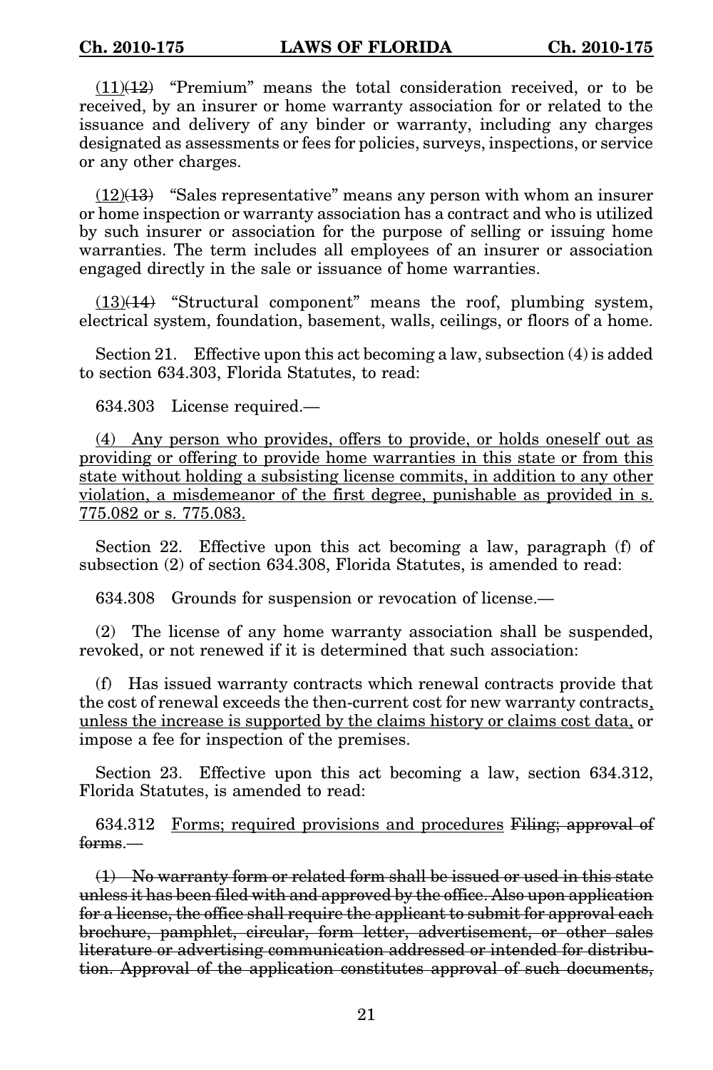(11)~~(12)~~ "Premium" means the total consideration received, or to be received, by an insurer or home warranty association for or related to the issuance and delivery of any binder or warranty, including any charges designated as assessments or fees for policies, surveys, inspections, or service or any other charges.

(12)~~(13)~~ "Sales representative" means any person with whom an insurer or home inspection or warranty association has a contract and who is utilized by such insurer or association for the purpose of selling or issuing home warranties. The term includes all employees of an insurer or association engaged directly in the sale or issuance of home warranties.

(13)~~(14)~~ "Structural component" means the roof, plumbing system, electrical system, foundation, basement, walls, ceilings, or floors of a home.

Section 21. Effective upon this act becoming a law, subsection (4) is added to section 634.303, Florida Statutes, to read:

634.303 License required.—

(4) Any person who provides, offers to provide, or holds oneself out as providing or offering to provide home warranties in this state or from this state without holding a subsisting license commits, in addition to any other violation, a misdemeanor of the first degree, punishable as provided in s. 775.082 or s. 775.083.

Section 22. Effective upon this act becoming a law, paragraph (f) of subsection (2) of section 634.308, Florida Statutes, is amended to read:

634.308 Grounds for suspension or revocation of license.—

(2) The license of any home warranty association shall be suspended, revoked, or not renewed if it is determined that such association:

(f) Has issued warranty contracts which renewal contracts provide that the cost of renewal exceeds the then-current cost for new warranty contracts, unless the increase is supported by the claims history or claims cost data, or impose a fee for inspection of the premises.

Section 23. Effective upon this act becoming a law, section 634.312, Florida Statutes, is amended to read:

634.312 Forms; required provisions and procedures ~~Filing; approval of forms~~.—

~~(1) No warranty form or related form shall be issued or used in this state unless it has been filed with and approved by the office. Also upon application for a license, the office shall require the applicant to submit for approval each brochure, pamphlet, circular, form letter, advertisement, or other sales literature or advertising communication addressed or intended for distribution. Approval of the application constitutes approval of such documents,~~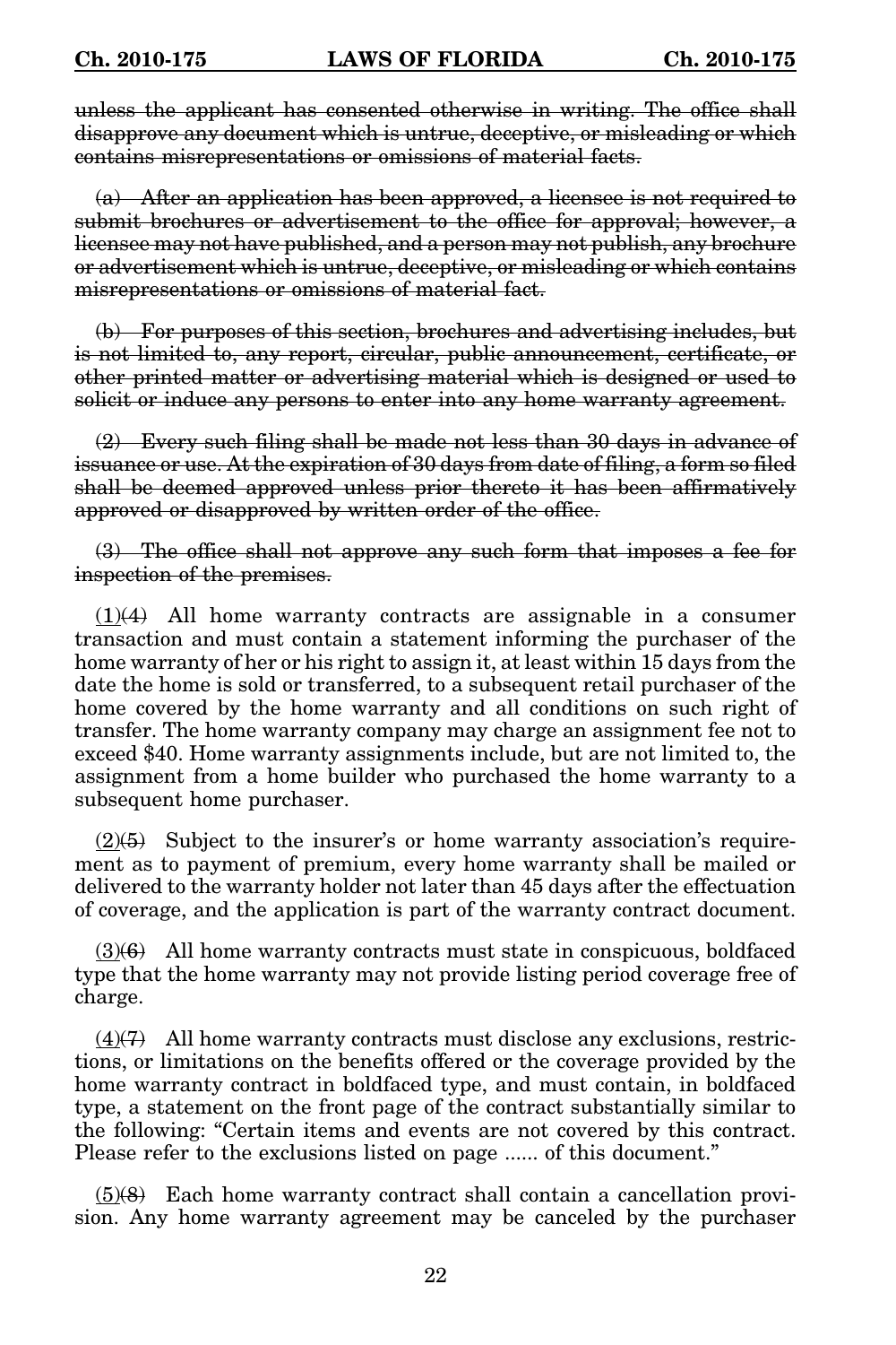~~unless the applicant has consented otherwise in writing. The office shall disapprove any document which is untrue, deceptive, or misleading or which contains misrepresentations or omissions of material facts.~~

~~(a) After an application has been approved, a licensee is not required to submit brochures or advertisement to the office for approval; however, a licensee may not have published, and a person may not publish, any brochure or advertisement which is untrue, deceptive, or misleading or which contains misrepresentations or omissions of material fact.~~

~~(b) For purposes of this section, brochures and advertising includes, but is not limited to, any report, circular, public announcement, certificate, or other printed matter or advertising material which is designed or used to solicit or induce any persons to enter into any home warranty agreement.~~

~~(2) Every such filing shall be made not less than 30 days in advance of issuance or use. At the expiration of 30 days from date of filing, a form so filed shall be deemed approved unless prior thereto it has been affirmatively approved or disapproved by written order of the office.~~

~~(3) The office shall not approve any such form that imposes a fee for inspection of the premises.~~

<u>(1)</u>~~(4)~~ All home warranty contracts are assignable in a consumer transaction and must contain a statement informing the purchaser of the home warranty of her or his right to assign it, at least within 15 days from the date the home is sold or transferred, to a subsequent retail purchaser of the home covered by the home warranty and all conditions on such right of transfer. The home warranty company may charge an assignment fee not to exceed $40. Home warranty assignments include, but are not limited to, the assignment from a home builder who purchased the home warranty to a subsequent home purchaser.

<u>(2)</u>~~(5)~~ Subject to the insurer's or home warranty association's requirement as to payment of premium, every home warranty shall be mailed or delivered to the warranty holder not later than 45 days after the effectuation of coverage, and the application is part of the warranty contract document.

<u>(3)</u>~~(6)~~ All home warranty contracts must state in conspicuous, boldfaced type that the home warranty may not provide listing period coverage free of charge.

<u>(4)</u>~~(7)~~ All home warranty contracts must disclose any exclusions, restrictions, or limitations on the benefits offered or the coverage provided by the home warranty contract in boldfaced type, and must contain, in boldfaced type, a statement on the front page of the contract substantially similar to the following: "Certain items and events are not covered by this contract. Please refer to the exclusions listed on page ...... of this document."

<u>(5)</u>~~(8)~~ Each home warranty contract shall contain a cancellation provision. Any home warranty agreement may be canceled by the purchaser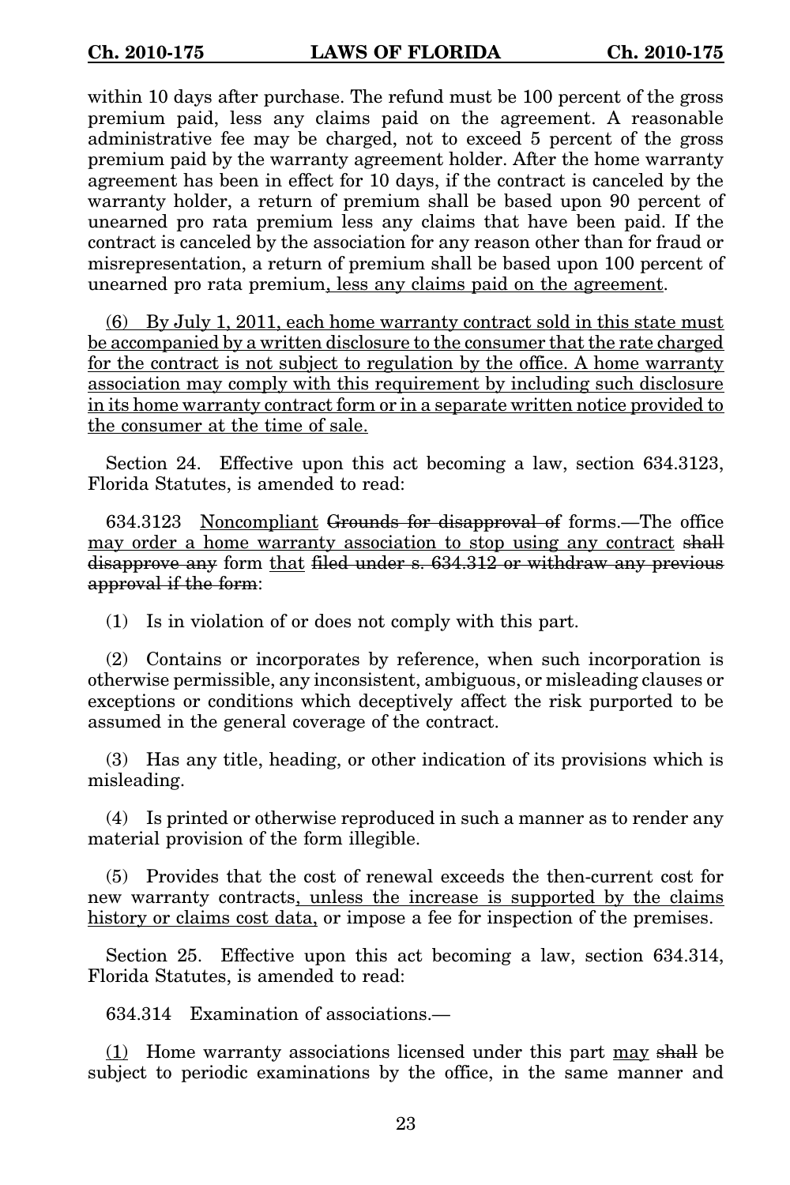within 10 days after purchase. The refund must be 100 percent of the gross premium paid, less any claims paid on the agreement. A reasonable administrative fee may be charged, not to exceed 5 percent of the gross premium paid by the warranty agreement holder. After the home warranty agreement has been in effect for 10 days, if the contract is canceled by the warranty holder, a return of premium shall be based upon 90 percent of unearned pro rata premium less any claims that have been paid. If the contract is canceled by the association for any reason other than for fraud or misrepresentation, a return of premium shall be based upon 100 percent of unearned pro rata premium<u>, less any claims paid on the agreement</u>.

<u>(6) By July 1, 2011, each home warranty contract sold in this state must be accompanied by a written disclosure to the consumer that the rate charged for the contract is not subject to regulation by the office. A home warranty association may comply with this requirement by including such disclosure in its home warranty contract form or in a separate written notice provided to the consumer at the time of sale.</u>

Section 24. Effective upon this act becoming a law, section 634.3123, Florida Statutes, is amended to read:

634.3123 <u>Noncompliant</u> ~~Grounds for disapproval of~~ forms.—The office <u>may order a home warranty association to stop using any contract</u> ~~shall disapprove any~~ form <u>that</u> ~~filed under s. 634.312 or withdraw any previous approval if the form~~:

(1) Is in violation of or does not comply with this part.

(2) Contains or incorporates by reference, when such incorporation is otherwise permissible, any inconsistent, ambiguous, or misleading clauses or exceptions or conditions which deceptively affect the risk purported to be assumed in the general coverage of the contract.

(3) Has any title, heading, or other indication of its provisions which is misleading.

(4) Is printed or otherwise reproduced in such a manner as to render any material provision of the form illegible.

(5) Provides that the cost of renewal exceeds the then-current cost for new warranty contracts<u>, unless the increase is supported by the claims history or claims cost data,</u> or impose a fee for inspection of the premises.

Section 25. Effective upon this act becoming a law, section 634.314, Florida Statutes, is amended to read:

634.314 Examination of associations.—

<u>(1)</u> Home warranty associations licensed under this part <u>may</u> ~~shall~~ be subject to periodic examinations by the office, in the same manner and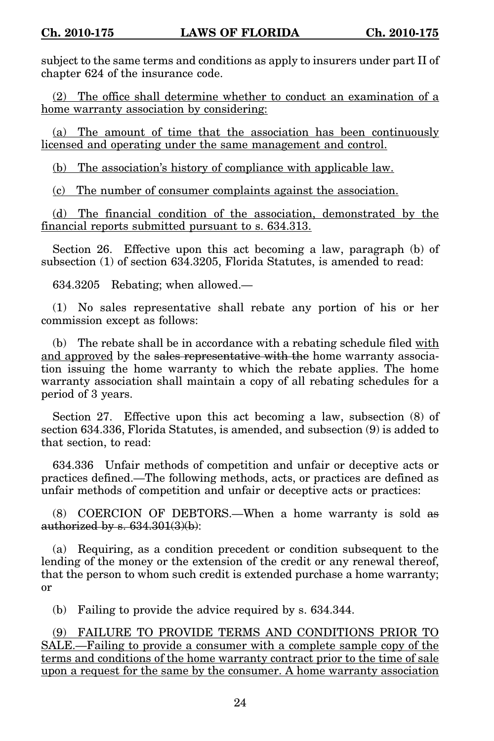subject to the same terms and conditions as apply to insurers under part II of chapter 624 of the insurance code.

<u>(2) The office shall determine whether to conduct an examination of a home warranty association by considering:</u>

<u>(a) The amount of time that the association has been continuously licensed and operating under the same management and control.</u>

<u>(b) The association's history of compliance with applicable law.</u>

<u>(c) The number of consumer complaints against the association.</u>

<u>(d) The financial condition of the association, demonstrated by the financial reports submitted pursuant to s. 634.313.</u>

Section 26. Effective upon this act becoming a law, paragraph (b) of subsection (1) of section 634.3205, Florida Statutes, is amended to read:

634.3205 Rebating; when allowed.—

(1) No sales representative shall rebate any portion of his or her commission except as follows:

(b) The rebate shall be in accordance with a rebating schedule filed <u>with and approved</u> by the ~~sales representative with the~~ home warranty association issuing the home warranty to which the rebate applies. The home warranty association shall maintain a copy of all rebating schedules for a period of 3 years.

Section 27. Effective upon this act becoming a law, subsection (8) of section 634.336, Florida Statutes, is amended, and subsection (9) is added to that section, to read:

634.336 Unfair methods of competition and unfair or deceptive acts or practices defined.—The following methods, acts, or practices are defined as unfair methods of competition and unfair or deceptive acts or practices:

(8) COERCION OF DEBTORS.—When a home warranty is sold ~~as authorized by s. 634.301(3)(b)~~:

(a) Requiring, as a condition precedent or condition subsequent to the lending of the money or the extension of the credit or any renewal thereof, that the person to whom such credit is extended purchase a home warranty; or

(b) Failing to provide the advice required by s. 634.344.

<u>(9) FAILURE TO PROVIDE TERMS AND CONDITIONS PRIOR TO SALE.—Failing to provide a consumer with a complete sample copy of the terms and conditions of the home warranty contract prior to the time of sale upon a request for the same by the consumer. A home warranty association</u>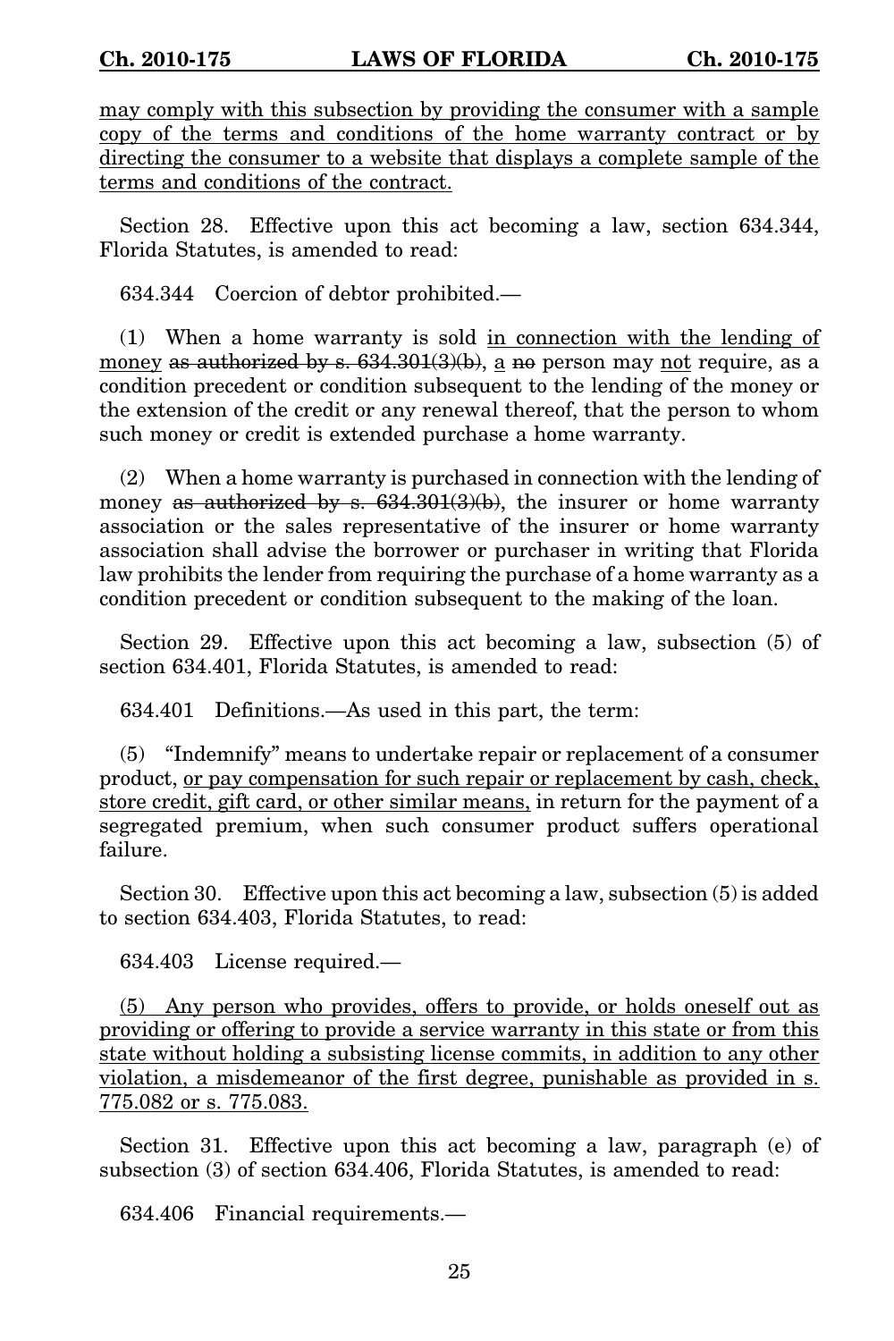may comply with this subsection by providing the consumer with a sample copy of the terms and conditions of the home warranty contract or by directing the consumer to a website that displays a complete sample of the terms and conditions of the contract.

Section 28. Effective upon this act becoming a law, section 634.344, Florida Statutes, is amended to read:

634.344 Coercion of debtor prohibited.—

(1) When a home warranty is sold in connection with the lending of money ~~as authorized by s. 634.301(3)(b)~~, a ~~no~~ person may not require, as a condition precedent or condition subsequent to the lending of the money or the extension of the credit or any renewal thereof, that the person to whom such money or credit is extended purchase a home warranty.

(2) When a home warranty is purchased in connection with the lending of money ~~as authorized by s. 634.301(3)(b)~~, the insurer or home warranty association or the sales representative of the insurer or home warranty association shall advise the borrower or purchaser in writing that Florida law prohibits the lender from requiring the purchase of a home warranty as a condition precedent or condition subsequent to the making of the loan.

Section 29. Effective upon this act becoming a law, subsection (5) of section 634.401, Florida Statutes, is amended to read:

634.401 Definitions.—As used in this part, the term:

(5) "Indemnify" means to undertake repair or replacement of a consumer product, or pay compensation for such repair or replacement by cash, check, store credit, gift card, or other similar means, in return for the payment of a segregated premium, when such consumer product suffers operational failure.

Section 30. Effective upon this act becoming a law, subsection (5) is added to section 634.403, Florida Statutes, to read:

634.403 License required.—

(5) Any person who provides, offers to provide, or holds oneself out as providing or offering to provide a service warranty in this state or from this state without holding a subsisting license commits, in addition to any other violation, a misdemeanor of the first degree, punishable as provided in s. 775.082 or s. 775.083.

Section 31. Effective upon this act becoming a law, paragraph (e) of subsection (3) of section 634.406, Florida Statutes, is amended to read:

634.406 Financial requirements.—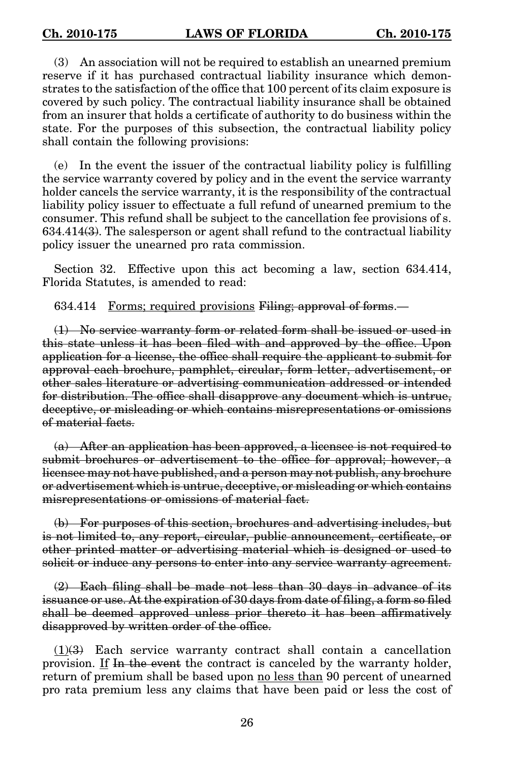(3) An association will not be required to establish an unearned premium reserve if it has purchased contractual liability insurance which demonstrates to the satisfaction of the office that 100 percent of its claim exposure is covered by such policy. The contractual liability insurance shall be obtained from an insurer that holds a certificate of authority to do business within the state. For the purposes of this subsection, the contractual liability policy shall contain the following provisions:

(e) In the event the issuer of the contractual liability policy is fulfilling the service warranty covered by policy and in the event the service warranty holder cancels the service warranty, it is the responsibility of the contractual liability policy issuer to effectuate a full refund of unearned premium to the consumer. This refund shall be subject to the cancellation fee provisions of s. 634.414~~(3)~~. The salesperson or agent shall refund to the contractual liability policy issuer the unearned pro rata commission.

Section 32. Effective upon this act becoming a law, section 634.414, Florida Statutes, is amended to read:

634.414 <u>Forms; required provisions</u> ~~Filing; approval of forms~~.—

~~(1) No service warranty form or related form shall be issued or used in this state unless it has been filed with and approved by the office. Upon application for a license, the office shall require the applicant to submit for approval each brochure, pamphlet, circular, form letter, advertisement, or other sales literature or advertising communication addressed or intended for distribution. The office shall disapprove any document which is untrue, deceptive, or misleading or which contains misrepresentations or omissions of material facts.~~

~~(a) After an application has been approved, a licensee is not required to submit brochures or advertisement to the office for approval; however, a licensee may not have published, and a person may not publish, any brochure or advertisement which is untrue, deceptive, or misleading or which contains misrepresentations or omissions of material fact.~~

~~(b) For purposes of this section, brochures and advertising includes, but is not limited to, any report, circular, public announcement, certificate, or other printed matter or advertising material which is designed or used to solicit or induce any persons to enter into any service warranty agreement.~~

~~(2) Each filing shall be made not less than 30 days in advance of its issuance or use. At the expiration of 30 days from date of filing, a form so filed shall be deemed approved unless prior thereto it has been affirmatively disapproved by written order of the office.~~

<u>(1)</u>~~(3)~~ Each service warranty contract shall contain a cancellation provision. <u>If</u> ~~In the event~~ the contract is canceled by the warranty holder, return of premium shall be based upon <u>no less than</u> 90 percent of unearned pro rata premium less any claims that have been paid or less the cost of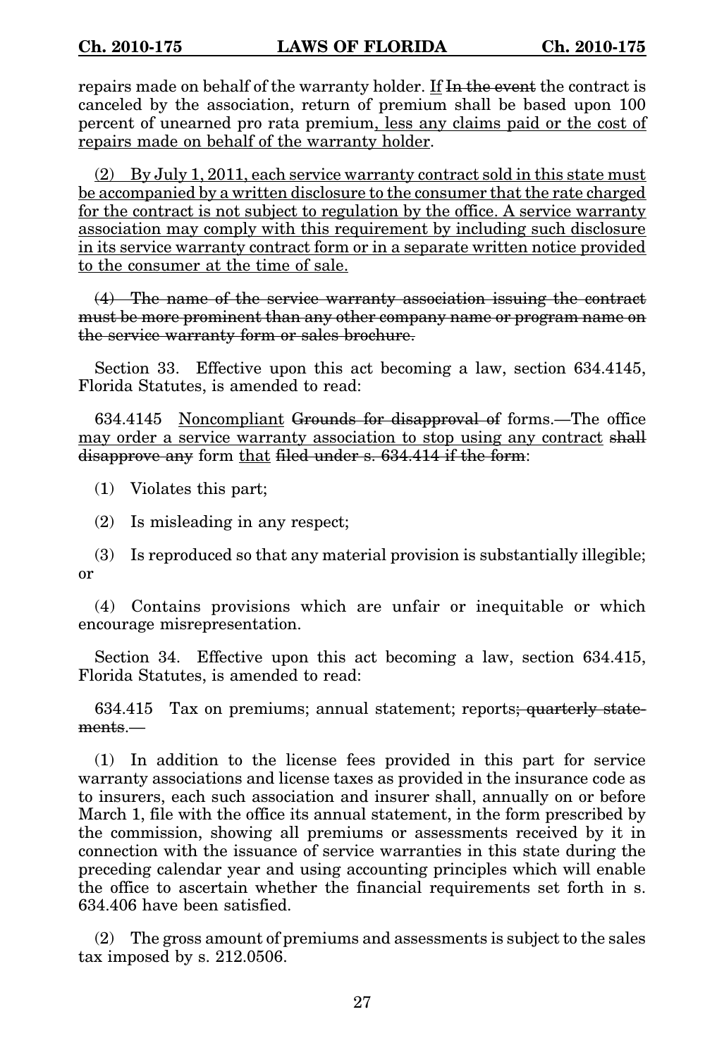repairs made on behalf of the warranty holder. If ~~In the event~~ the contract is canceled by the association, return of premium shall be based upon 100 percent of unearned pro rata premium, less any claims paid or the cost of repairs made on behalf of the warranty holder.

(2) By July 1, 2011, each service warranty contract sold in this state must be accompanied by a written disclosure to the consumer that the rate charged for the contract is not subject to regulation by the office. A service warranty association may comply with this requirement by including such disclosure in its service warranty contract form or in a separate written notice provided to the consumer at the time of sale.

~~(4) The name of the service warranty association issuing the contract must be more prominent than any other company name or program name on the service warranty form or sales brochure.~~

Section 33. Effective upon this act becoming a law, section 634.4145, Florida Statutes, is amended to read:

634.4145 Noncompliant ~~Grounds for disapproval of~~ forms.—The office may order a service warranty association to stop using any contract ~~shall disapprove any~~ form that ~~filed under s. 634.414 if the form~~:

(1) Violates this part;

(2) Is misleading in any respect;

(3) Is reproduced so that any material provision is substantially illegible; or

(4) Contains provisions which are unfair or inequitable or which encourage misrepresentation.

Section 34. Effective upon this act becoming a law, section 634.415, Florida Statutes, is amended to read:

634.415 Tax on premiums; annual statement; reports~~; quarterly statements~~.—

(1) In addition to the license fees provided in this part for service warranty associations and license taxes as provided in the insurance code as to insurers, each such association and insurer shall, annually on or before March 1, file with the office its annual statement, in the form prescribed by the commission, showing all premiums or assessments received by it in connection with the issuance of service warranties in this state during the preceding calendar year and using accounting principles which will enable the office to ascertain whether the financial requirements set forth in s. 634.406 have been satisfied.

(2) The gross amount of premiums and assessments is subject to the sales tax imposed by s. 212.0506.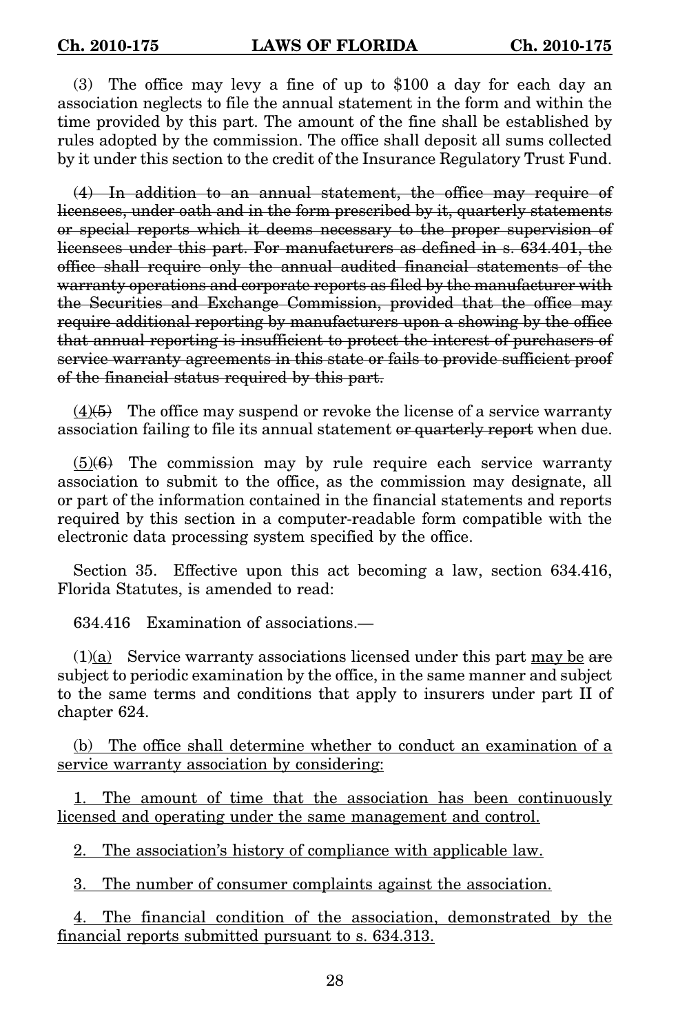(3) The office may levy a fine of up to $100 a day for each day an association neglects to file the annual statement in the form and within the time provided by this part. The amount of the fine shall be established by rules adopted by the commission. The office shall deposit all sums collected by it under this section to the credit of the Insurance Regulatory Trust Fund.

~~(4) In addition to an annual statement, the office may require of licensees, under oath and in the form prescribed by it, quarterly statements or special reports which it deems necessary to the proper supervision of licensees under this part. For manufacturers as defined in s. 634.401, the office shall require only the annual audited financial statements of the warranty operations and corporate reports as filed by the manufacturer with the Securities and Exchange Commission, provided that the office may require additional reporting by manufacturers upon a showing by the office that annual reporting is insufficient to protect the interest of purchasers of service warranty agreements in this state or fails to provide sufficient proof of the financial status required by this part.~~

<u>(4)</u>~~(5)~~ The office may suspend or revoke the license of a service warranty association failing to file its annual statement ~~or quarterly report~~ when due.

<u>(5)</u>~~(6)~~ The commission may by rule require each service warranty association to submit to the office, as the commission may designate, all or part of the information contained in the financial statements and reports required by this section in a computer-readable form compatible with the electronic data processing system specified by the office.

Section 35. Effective upon this act becoming a law, section 634.416, Florida Statutes, is amended to read:

634.416 Examination of associations.—

(1)<u>(a)</u> Service warranty associations licensed under this part <u>may be</u> ~~are~~ subject to periodic examination by the office, in the same manner and subject to the same terms and conditions that apply to insurers under part II of chapter 624.

<u>(b) The office shall determine whether to conduct an examination of a service warranty association by considering:</u>

<u>1. The amount of time that the association has been continuously licensed and operating under the same management and control.</u>

<u>2. The association's history of compliance with applicable law.</u>

<u>3. The number of consumer complaints against the association.</u>

<u>4. The financial condition of the association, demonstrated by the financial reports submitted pursuant to s. 634.313.</u>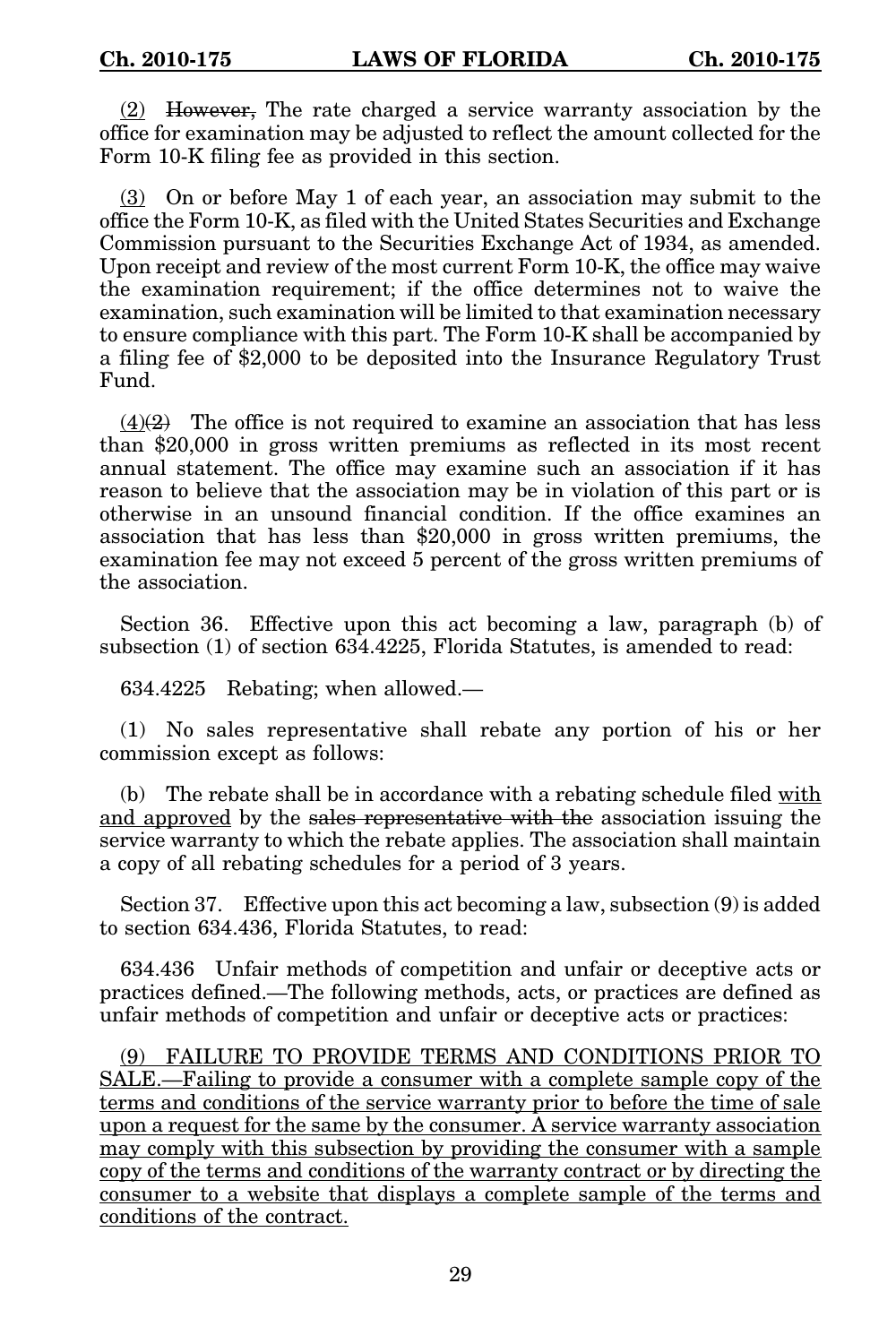(2) ~~However,~~ The rate charged a service warranty association by the office for examination may be adjusted to reflect the amount collected for the Form 10-K filing fee as provided in this section.

(3) On or before May 1 of each year, an association may submit to the office the Form 10-K, as filed with the United States Securities and Exchange Commission pursuant to the Securities Exchange Act of 1934, as amended. Upon receipt and review of the most current Form 10-K, the office may waive the examination requirement; if the office determines not to waive the examination, such examination will be limited to that examination necessary to ensure compliance with this part. The Form 10-K shall be accompanied by a filing fee of $2,000 to be deposited into the Insurance Regulatory Trust Fund.

(4)~~(2)~~ The office is not required to examine an association that has less than $20,000 in gross written premiums as reflected in its most recent annual statement. The office may examine such an association if it has reason to believe that the association may be in violation of this part or is otherwise in an unsound financial condition. If the office examines an association that has less than $20,000 in gross written premiums, the examination fee may not exceed 5 percent of the gross written premiums of the association.

Section 36. Effective upon this act becoming a law, paragraph (b) of subsection (1) of section 634.4225, Florida Statutes, is amended to read:

634.4225 Rebating; when allowed.—

(1) No sales representative shall rebate any portion of his or her commission except as follows:

(b) The rebate shall be in accordance with a rebating schedule filed with and approved by the ~~sales representative with the~~ association issuing the service warranty to which the rebate applies. The association shall maintain a copy of all rebating schedules for a period of 3 years.

Section 37. Effective upon this act becoming a law, subsection (9) is added to section 634.436, Florida Statutes, to read:

634.436 Unfair methods of competition and unfair or deceptive acts or practices defined.—The following methods, acts, or practices are defined as unfair methods of competition and unfair or deceptive acts or practices:

(9) FAILURE TO PROVIDE TERMS AND CONDITIONS PRIOR TO SALE.—Failing to provide a consumer with a complete sample copy of the terms and conditions of the service warranty prior to before the time of sale upon a request for the same by the consumer. A service warranty association may comply with this subsection by providing the consumer with a sample copy of the terms and conditions of the warranty contract or by directing the consumer to a website that displays a complete sample of the terms and conditions of the contract.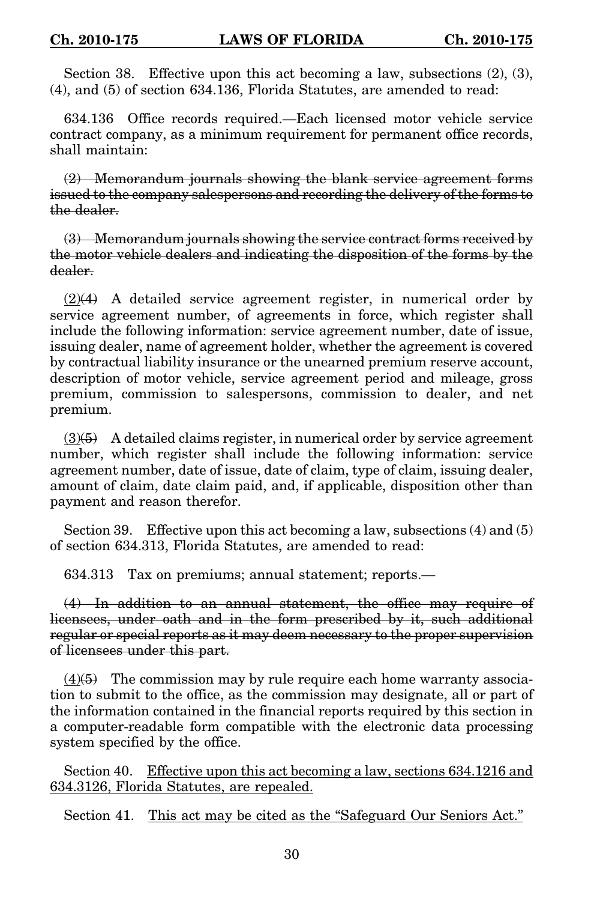Section 38. Effective upon this act becoming a law, subsections (2), (3), (4), and (5) of section 634.136, Florida Statutes, are amended to read:

634.136 Office records required.—Each licensed motor vehicle service contract company, as a minimum requirement for permanent office records, shall maintain:

~~(2) Memorandum journals showing the blank service agreement forms issued to the company salespersons and recording the delivery of the forms to the dealer.~~

~~(3) Memorandum journals showing the service contract forms received by the motor vehicle dealers and indicating the disposition of the forms by the dealer.~~

<u>(2)</u>~~(4)~~ A detailed service agreement register, in numerical order by service agreement number, of agreements in force, which register shall include the following information: service agreement number, date of issue, issuing dealer, name of agreement holder, whether the agreement is covered by contractual liability insurance or the unearned premium reserve account, description of motor vehicle, service agreement period and mileage, gross premium, commission to salespersons, commission to dealer, and net premium.

<u>(3)</u>~~(5)~~ A detailed claims register, in numerical order by service agreement number, which register shall include the following information: service agreement number, date of issue, date of claim, type of claim, issuing dealer, amount of claim, date claim paid, and, if applicable, disposition other than payment and reason therefor.

Section 39. Effective upon this act becoming a law, subsections (4) and (5) of section 634.313, Florida Statutes, are amended to read:

634.313 Tax on premiums; annual statement; reports.—

~~(4) In addition to an annual statement, the office may require of licensees, under oath and in the form prescribed by it, such additional regular or special reports as it may deem necessary to the proper supervision of licensees under this part.~~

<u>(4)</u>~~(5)~~ The commission may by rule require each home warranty association to submit to the office, as the commission may designate, all or part of the information contained in the financial reports required by this section in a computer-readable form compatible with the electronic data processing system specified by the office.

Section 40. <u>Effective upon this act becoming a law, sections 634.1216 and 634.3126, Florida Statutes, are repealed.</u>

Section 41. <u>This act may be cited as the "Safeguard Our Seniors Act."</u>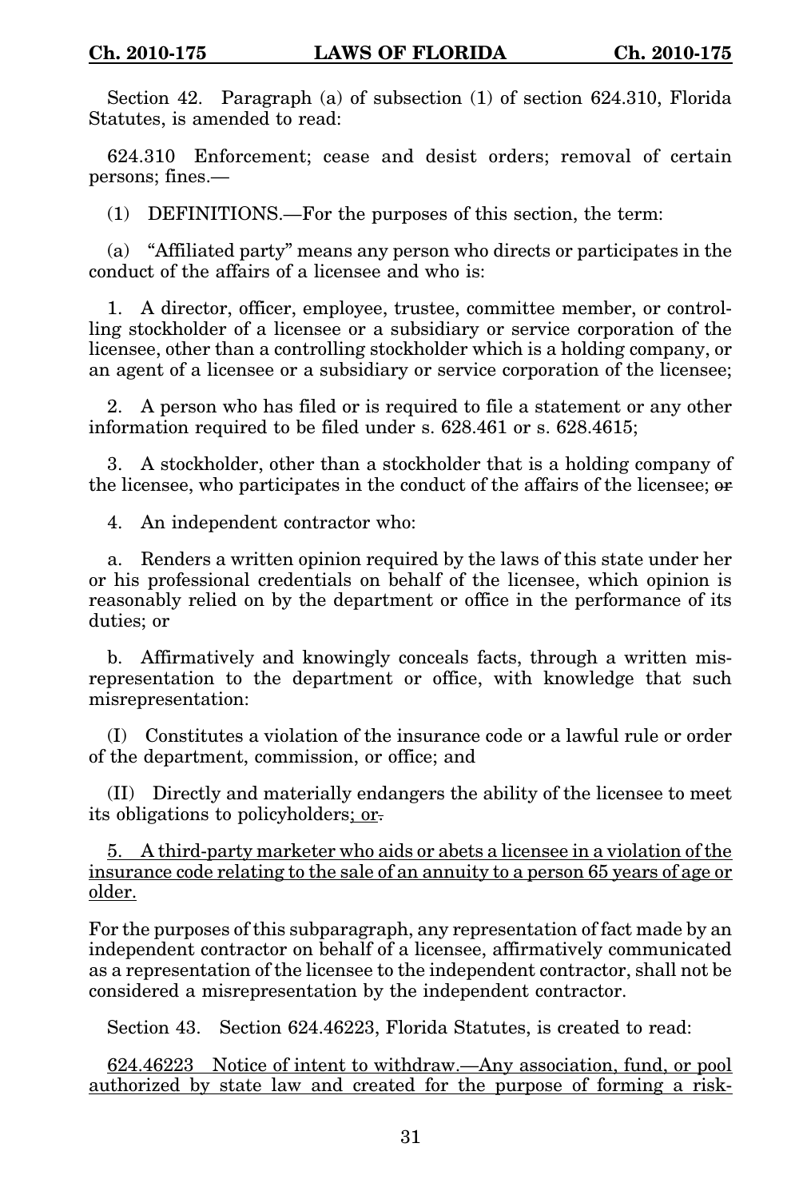Section 42. Paragraph (a) of subsection (1) of section 624.310, Florida Statutes, is amended to read:

624.310 Enforcement; cease and desist orders; removal of certain persons; fines.—

(1) DEFINITIONS.—For the purposes of this section, the term:

(a) "Affiliated party" means any person who directs or participates in the conduct of the affairs of a licensee and who is:

1. A director, officer, employee, trustee, committee member, or controlling stockholder of a licensee or a subsidiary or service corporation of the licensee, other than a controlling stockholder which is a holding company, or an agent of a licensee or a subsidiary or service corporation of the licensee;

2. A person who has filed or is required to file a statement or any other information required to be filed under s. 628.461 or s. 628.4615;

3. A stockholder, other than a stockholder that is a holding company of the licensee, who participates in the conduct of the affairs of the licensee; ~~or~~

4. An independent contractor who:

a. Renders a written opinion required by the laws of this state under her or his professional credentials on behalf of the licensee, which opinion is reasonably relied on by the department or office in the performance of its duties; or

b. Affirmatively and knowingly conceals facts, through a written misrepresentation to the department or office, with knowledge that such misrepresentation:

(I) Constitutes a violation of the insurance code or a lawful rule or order of the department, commission, or office; and

(II) Directly and materially endangers the ability of the licensee to meet its obligations to policyholders<u>; or</u>~~.~~

<u>5. A third-party marketer who aids or abets a licensee in a violation of the insurance code relating to the sale of an annuity to a person 65 years of age or older.</u>

For the purposes of this subparagraph, any representation of fact made by an independent contractor on behalf of a licensee, affirmatively communicated as a representation of the licensee to the independent contractor, shall not be considered a misrepresentation by the independent contractor.

Section 43. Section 624.46223, Florida Statutes, is created to read:

<u>624.46223 Notice of intent to withdraw.—Any association, fund, or pool authorized by state law and created for the purpose of forming a risk-</u>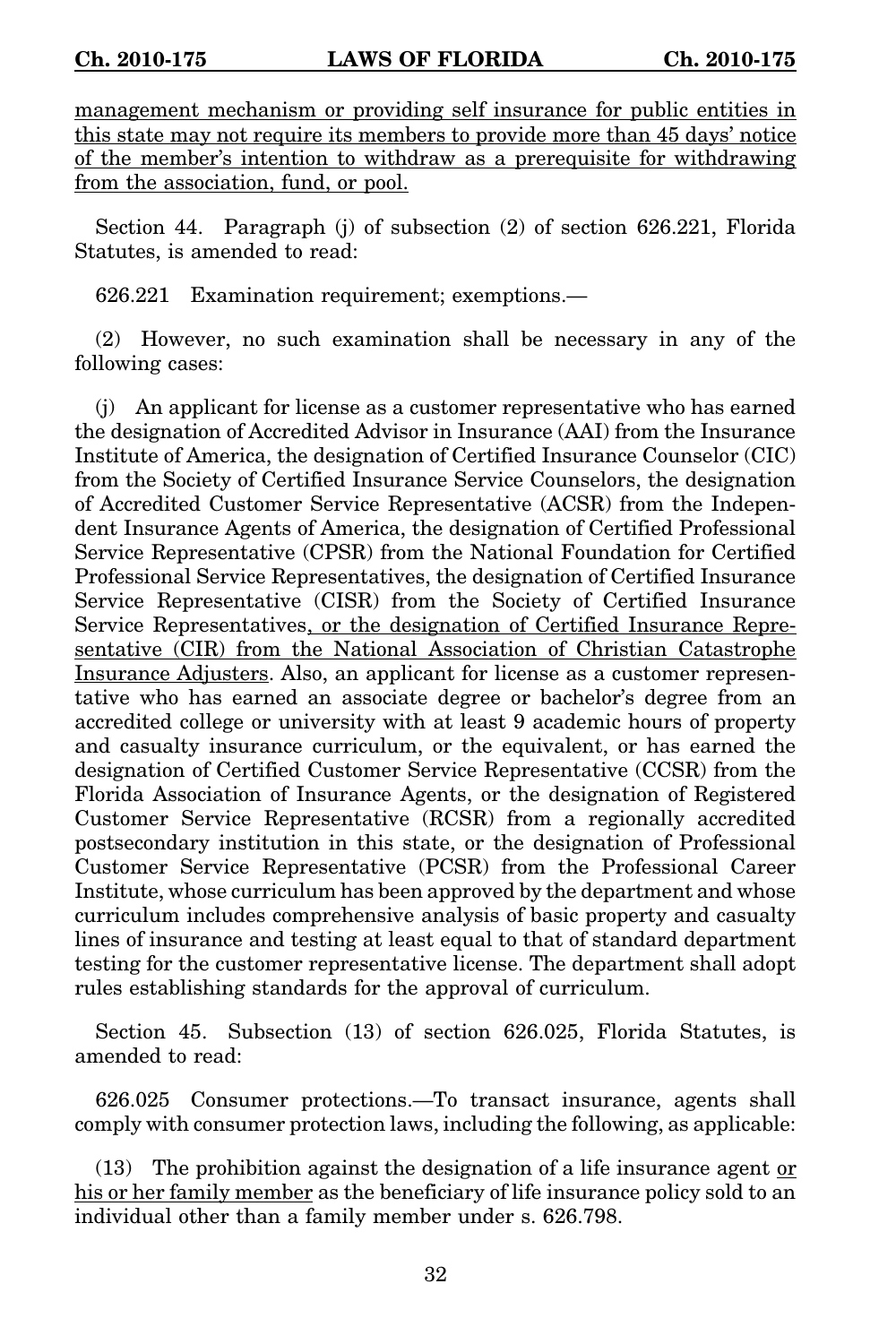management mechanism or providing self insurance for public entities in this state may not require its members to provide more than 45 days' notice of the member's intention to withdraw as a prerequisite for withdrawing from the association, fund, or pool.

Section 44. Paragraph (j) of subsection (2) of section 626.221, Florida Statutes, is amended to read:

626.221 Examination requirement; exemptions.—

(2) However, no such examination shall be necessary in any of the following cases:

(j) An applicant for license as a customer representative who has earned the designation of Accredited Advisor in Insurance (AAI) from the Insurance Institute of America, the designation of Certified Insurance Counselor (CIC) from the Society of Certified Insurance Service Counselors, the designation of Accredited Customer Service Representative (ACSR) from the Independent Insurance Agents of America, the designation of Certified Professional Service Representative (CPSR) from the National Foundation for Certified Professional Service Representatives, the designation of Certified Insurance Service Representative (CISR) from the Society of Certified Insurance Service Representatives, or the designation of Certified Insurance Representative (CIR) from the National Association of Christian Catastrophe Insurance Adjusters. Also, an applicant for license as a customer representative who has earned an associate degree or bachelor's degree from an accredited college or university with at least 9 academic hours of property and casualty insurance curriculum, or the equivalent, or has earned the designation of Certified Customer Service Representative (CCSR) from the Florida Association of Insurance Agents, or the designation of Registered Customer Service Representative (RCSR) from a regionally accredited postsecondary institution in this state, or the designation of Professional Customer Service Representative (PCSR) from the Professional Career Institute, whose curriculum has been approved by the department and whose curriculum includes comprehensive analysis of basic property and casualty lines of insurance and testing at least equal to that of standard department testing for the customer representative license. The department shall adopt rules establishing standards for the approval of curriculum.

Section 45. Subsection (13) of section 626.025, Florida Statutes, is amended to read:

626.025 Consumer protections.—To transact insurance, agents shall comply with consumer protection laws, including the following, as applicable:

(13) The prohibition against the designation of a life insurance agent or his or her family member as the beneficiary of life insurance policy sold to an individual other than a family member under s. 626.798.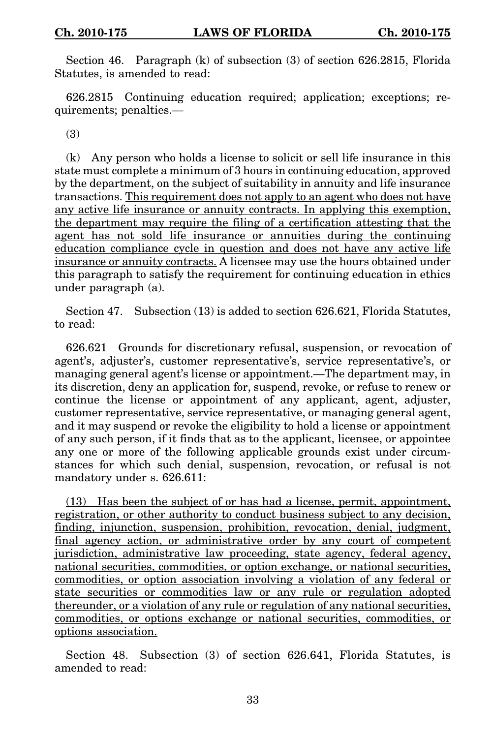Section 46. Paragraph (k) of subsection (3) of section 626.2815, Florida Statutes, is amended to read:

626.2815 Continuing education required; application; exceptions; requirements; penalties.—

(3)

(k) Any person who holds a license to solicit or sell life insurance in this state must complete a minimum of 3 hours in continuing education, approved by the department, on the subject of suitability in annuity and life insurance transactions. <u>This requirement does not apply to an agent who does not have any active life insurance or annuity contracts. In applying this exemption, the department may require the filing of a certification attesting that the agent has not sold life insurance or annuities during the continuing education compliance cycle in question and does not have any active life insurance or annuity contracts.</u> A licensee may use the hours obtained under this paragraph to satisfy the requirement for continuing education in ethics under paragraph (a).

Section 47. Subsection (13) is added to section 626.621, Florida Statutes, to read:

626.621 Grounds for discretionary refusal, suspension, or revocation of agent's, adjuster's, customer representative's, service representative's, or managing general agent's license or appointment.—The department may, in its discretion, deny an application for, suspend, revoke, or refuse to renew or continue the license or appointment of any applicant, agent, adjuster, customer representative, service representative, or managing general agent, and it may suspend or revoke the eligibility to hold a license or appointment of any such person, if it finds that as to the applicant, licensee, or appointee any one or more of the following applicable grounds exist under circumstances for which such denial, suspension, revocation, or refusal is not mandatory under s. 626.611:

<u>(13) Has been the subject of or has had a license, permit, appointment, registration, or other authority to conduct business subject to any decision, finding, injunction, suspension, prohibition, revocation, denial, judgment, final agency action, or administrative order by any court of competent jurisdiction, administrative law proceeding, state agency, federal agency, national securities, commodities, or option exchange, or national securities, commodities, or option association involving a violation of any federal or state securities or commodities law or any rule or regulation adopted thereunder, or a violation of any rule or regulation of any national securities, commodities, or options exchange or national securities, commodities, or options association.</u>

Section 48. Subsection (3) of section 626.641, Florida Statutes, is amended to read: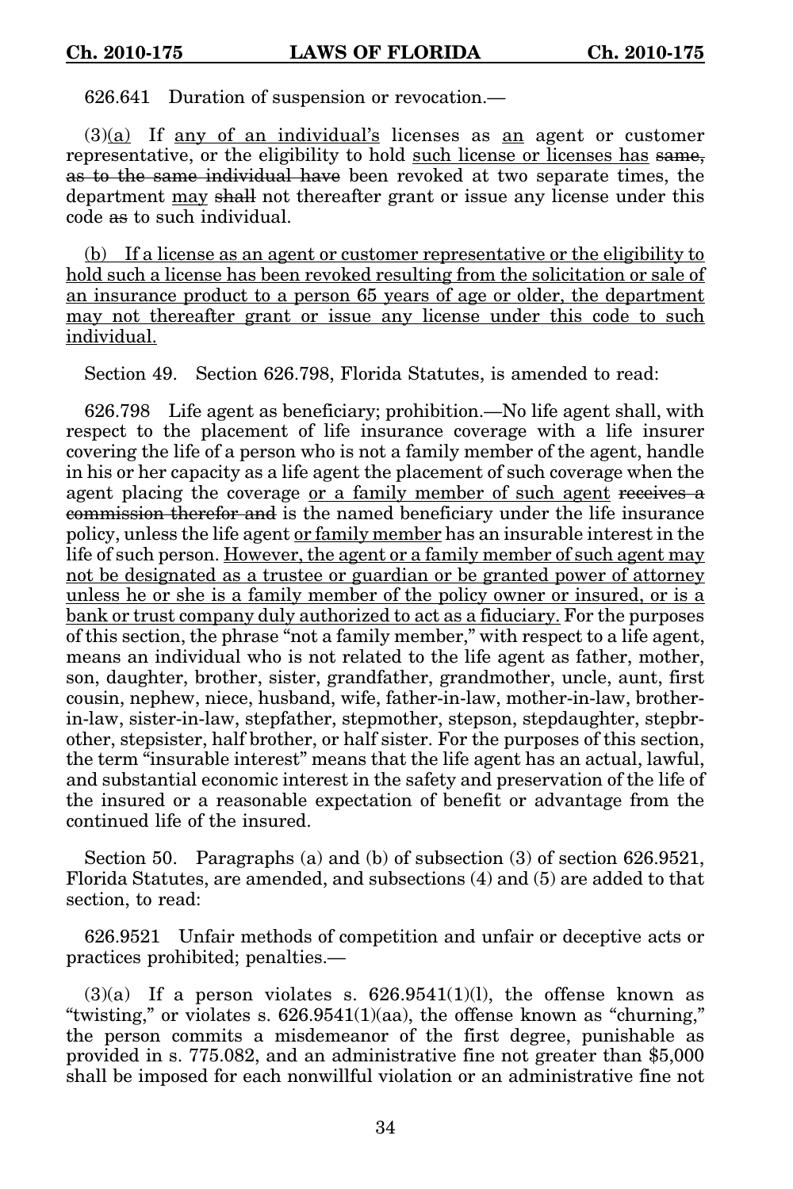626.641 Duration of suspension or revocation.—

(3)(a) If any of an individual's licenses as an agent or customer representative, or the eligibility to hold such license or licenses has same, as to the same individual have been revoked at two separate times, the department may shall not thereafter grant or issue any license under this code as to such individual.

(b) If a license as an agent or customer representative or the eligibility to hold such a license has been revoked resulting from the solicitation or sale of an insurance product to a person 65 years of age or older, the department may not thereafter grant or issue any license under this code to such individual.

Section 49. Section 626.798, Florida Statutes, is amended to read:

626.798 Life agent as beneficiary; prohibition.—No life agent shall, with respect to the placement of life insurance coverage with a life insurer covering the life of a person who is not a family member of the agent, handle in his or her capacity as a life agent the placement of such coverage when the agent placing the coverage or a family member of such agent receives a commission therefor and is the named beneficiary under the life insurance policy, unless the life agent or family member has an insurable interest in the life of such person. However, the agent or a family member of such agent may not be designated as a trustee or guardian or be granted power of attorney unless he or she is a family member of the policy owner or insured, or is a bank or trust company duly authorized to act as a fiduciary. For the purposes of this section, the phrase "not a family member," with respect to a life agent, means an individual who is not related to the life agent as father, mother, son, daughter, brother, sister, grandfather, grandmother, uncle, aunt, first cousin, nephew, niece, husband, wife, father-in-law, mother-in-law, brother-in-law, sister-in-law, stepfather, stepmother, stepson, stepdaughter, stepbrother, stepsister, half brother, or half sister. For the purposes of this section, the term "insurable interest" means that the life agent has an actual, lawful, and substantial economic interest in the safety and preservation of the life of the insured or a reasonable expectation of benefit or advantage from the continued life of the insured.

Section 50. Paragraphs (a) and (b) of subsection (3) of section 626.9521, Florida Statutes, are amended, and subsections (4) and (5) are added to that section, to read:

626.9521 Unfair methods of competition and unfair or deceptive acts or practices prohibited; penalties.—

(3)(a) If a person violates s. 626.9541(1)(l), the offense known as "twisting," or violates s. 626.9541(1)(aa), the offense known as "churning," the person commits a misdemeanor of the first degree, punishable as provided in s. 775.082, and an administrative fine not greater than $5,000 shall be imposed for each nonwillful violation or an administrative fine not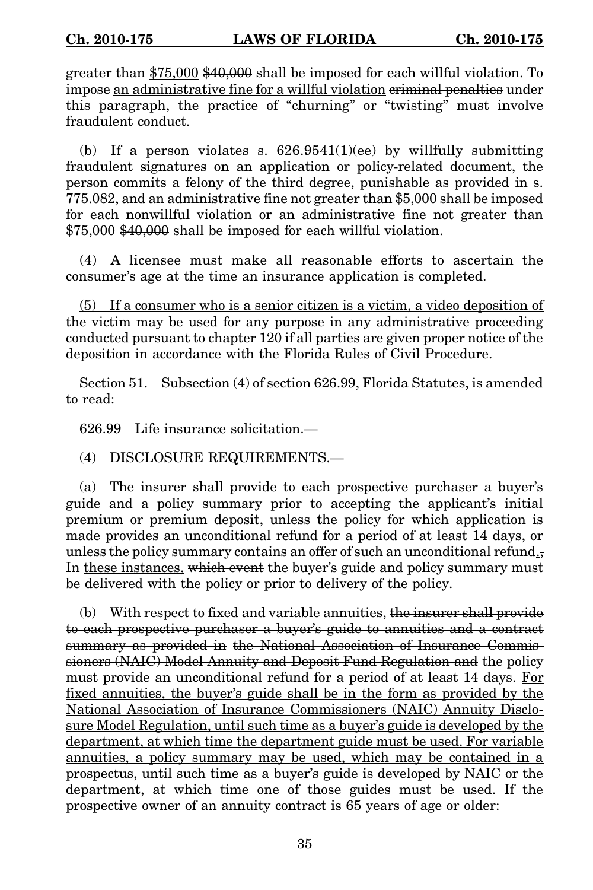greater than <u>$75,000</u> ~~$40,000~~ shall be imposed for each willful violation. To impose <u>an administrative fine for a willful violation</u> ~~criminal penalties~~ under this paragraph, the practice of "churning" or "twisting" must involve fraudulent conduct.

(b) If a person violates s. 626.9541(1)(ee) by willfully submitting fraudulent signatures on an application or policy-related document, the person commits a felony of the third degree, punishable as provided in s. 775.082, and an administrative fine not greater than $5,000 shall be imposed for each nonwillful violation or an administrative fine not greater than <u>$75,000</u> ~~$40,000~~ shall be imposed for each willful violation.

<u>(4) A licensee must make all reasonable efforts to ascertain the consumer's age at the time an insurance application is completed.</u>

<u>(5) If a consumer who is a senior citizen is a victim, a video deposition of the victim may be used for any purpose in any administrative proceeding conducted pursuant to chapter 120 if all parties are given proper notice of the deposition in accordance with the Florida Rules of Civil Procedure.</u>

Section 51. Subsection (4) of section 626.99, Florida Statutes, is amended to read:

626.99 Life insurance solicitation.—

(4) DISCLOSURE REQUIREMENTS.—

(a) The insurer shall provide to each prospective purchaser a buyer's guide and a policy summary prior to accepting the applicant's initial premium or premium deposit, unless the policy for which application is made provides an unconditional refund for a period of at least 14 days, or unless the policy summary contains an offer of such an unconditional refund<u>.</u>~~,~~ In <u>these instances,</u> ~~which event~~ the buyer's guide and policy summary must be delivered with the policy or prior to delivery of the policy.

<u>(b)</u> With respect to <u>fixed and variable</u> annuities, ~~the insurer shall provide to each prospective purchaser a buyer's guide to annuities and a contract summary as provided in the National Association of Insurance Commissioners (NAIC) Model Annuity and Deposit Fund Regulation and~~ the policy must provide an unconditional refund for a period of at least 14 days. <u>For fixed annuities, the buyer's guide shall be in the form as provided by the National Association of Insurance Commissioners (NAIC) Annuity Disclosure Model Regulation, until such time as a buyer's guide is developed by the department, at which time the department guide must be used. For variable annuities, a policy summary may be used, which may be contained in a prospectus, until such time as a buyer's guide is developed by NAIC or the department, at which time one of those guides must be used. If the prospective owner of an annuity contract is 65 years of age or older:</u>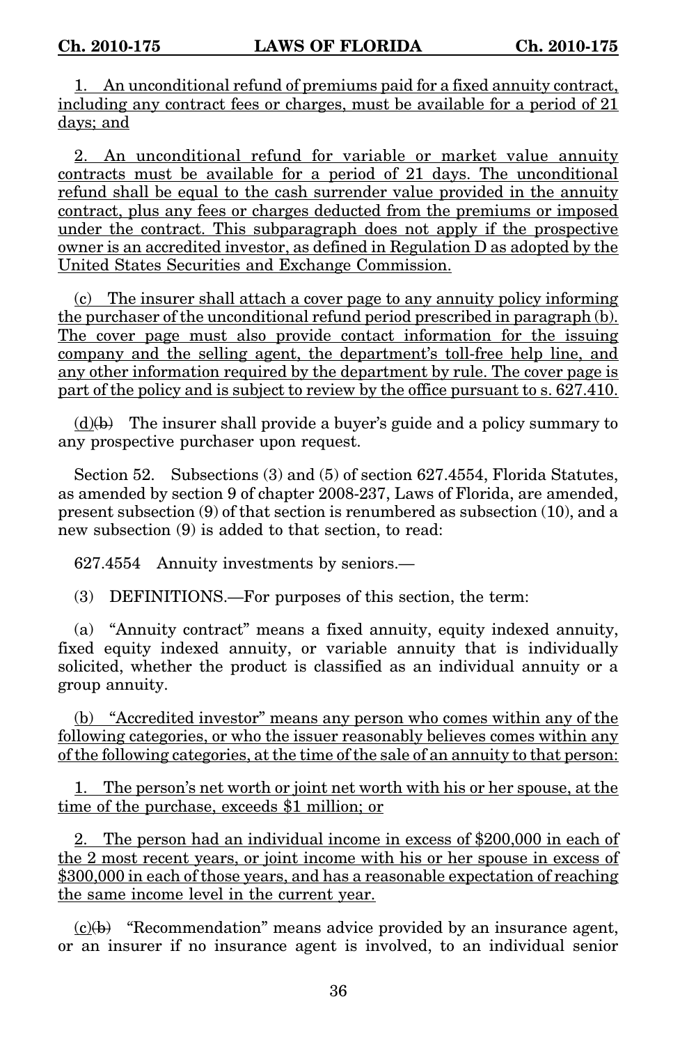1. An unconditional refund of premiums paid for a fixed annuity contract, including any contract fees or charges, must be available for a period of 21 days; and

2. An unconditional refund for variable or market value annuity contracts must be available for a period of 21 days. The unconditional refund shall be equal to the cash surrender value provided in the annuity contract, plus any fees or charges deducted from the premiums or imposed under the contract. This subparagraph does not apply if the prospective owner is an accredited investor, as defined in Regulation D as adopted by the United States Securities and Exchange Commission.

(c) The insurer shall attach a cover page to any annuity policy informing the purchaser of the unconditional refund period prescribed in paragraph (b). The cover page must also provide contact information for the issuing company and the selling agent, the department's toll-free help line, and any other information required by the department by rule. The cover page is part of the policy and is subject to review by the office pursuant to s. 627.410.

(d)~~(b)~~ The insurer shall provide a buyer's guide and a policy summary to any prospective purchaser upon request.

Section 52. Subsections (3) and (5) of section 627.4554, Florida Statutes, as amended by section 9 of chapter 2008-237, Laws of Florida, are amended, present subsection (9) of that section is renumbered as subsection (10), and a new subsection (9) is added to that section, to read:

627.4554 Annuity investments by seniors.—

(3) DEFINITIONS.—For purposes of this section, the term:

(a) "Annuity contract" means a fixed annuity, equity indexed annuity, fixed equity indexed annuity, or variable annuity that is individually solicited, whether the product is classified as an individual annuity or a group annuity.

(b) "Accredited investor" means any person who comes within any of the following categories, or who the issuer reasonably believes comes within any of the following categories, at the time of the sale of an annuity to that person:

1. The person's net worth or joint net worth with his or her spouse, at the time of the purchase, exceeds $1 million; or

2. The person had an individual income in excess of $200,000 in each of the 2 most recent years, or joint income with his or her spouse in excess of $300,000 in each of those years, and has a reasonable expectation of reaching the same income level in the current year.

(c)~~(b)~~ "Recommendation" means advice provided by an insurance agent, or an insurer if no insurance agent is involved, to an individual senior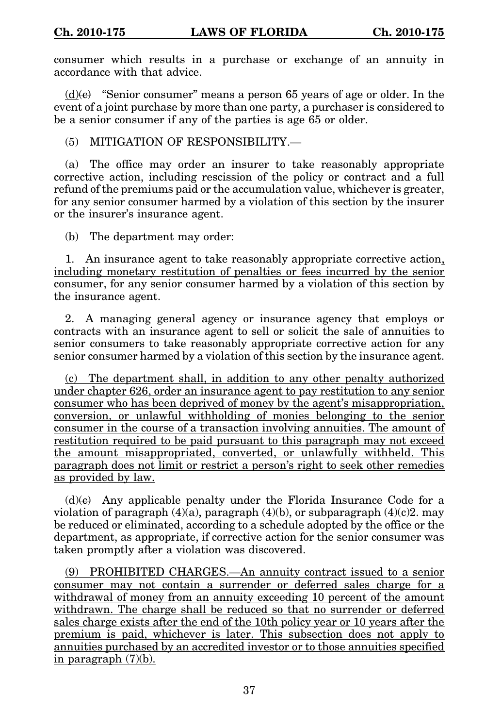consumer which results in a purchase or exchange of an annuity in accordance with that advice.

<u>(d)</u>~~(e)~~ "Senior consumer" means a person 65 years of age or older. In the event of a joint purchase by more than one party, a purchaser is considered to be a senior consumer if any of the parties is age 65 or older.

(5) MITIGATION OF RESPONSIBILITY.—

(a) The office may order an insurer to take reasonably appropriate corrective action, including rescission of the policy or contract and a full refund of the premiums paid or the accumulation value, whichever is greater, for any senior consumer harmed by a violation of this section by the insurer or the insurer's insurance agent.

(b) The department may order:

1. An insurance agent to take reasonably appropriate corrective action<u>, including monetary restitution of penalties or fees incurred by the senior consumer,</u> for any senior consumer harmed by a violation of this section by the insurance agent.

2. A managing general agency or insurance agency that employs or contracts with an insurance agent to sell or solicit the sale of annuities to senior consumers to take reasonably appropriate corrective action for any senior consumer harmed by a violation of this section by the insurance agent.

<u>(c) The department shall, in addition to any other penalty authorized under chapter 626, order an insurance agent to pay restitution to any senior consumer who has been deprived of money by the agent's misappropriation, conversion, or unlawful withholding of monies belonging to the senior consumer in the course of a transaction involving annuities. The amount of restitution required to be paid pursuant to this paragraph may not exceed the amount misappropriated, converted, or unlawfully withheld. This paragraph does not limit or restrict a person's right to seek other remedies as provided by law.</u>

<u>(d)</u>~~(c)~~ Any applicable penalty under the Florida Insurance Code for a violation of paragraph (4)(a), paragraph (4)(b), or subparagraph (4)(c)2. may be reduced or eliminated, according to a schedule adopted by the office or the department, as appropriate, if corrective action for the senior consumer was taken promptly after a violation was discovered.

<u>(9) PROHIBITED CHARGES.—An annuity contract issued to a senior consumer may not contain a surrender or deferred sales charge for a withdrawal of money from an annuity exceeding 10 percent of the amount withdrawn. The charge shall be reduced so that no surrender or deferred sales charge exists after the end of the 10th policy year or 10 years after the premium is paid, whichever is later. This subsection does not apply to annuities purchased by an accredited investor or to those annuities specified in paragraph (7)(b).</u>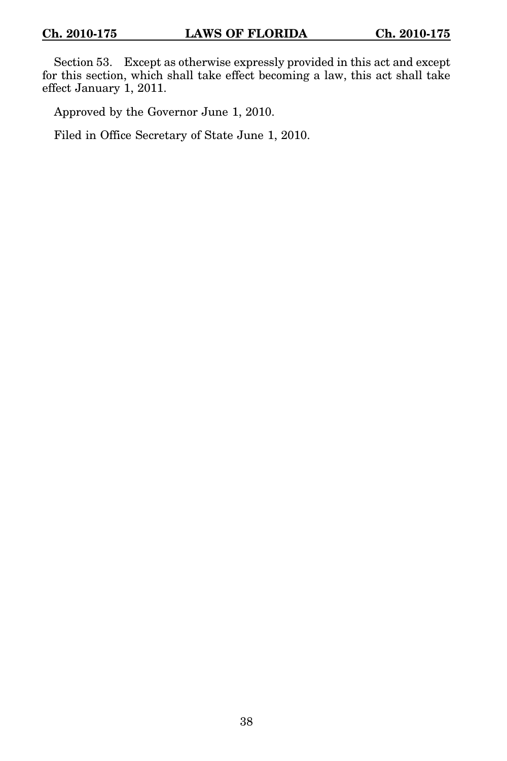Section 53. Except as otherwise expressly provided in this act and except for this section, which shall take effect becoming a law, this act shall take effect January 1, 2011.

Approved by the Governor June 1, 2010.

Filed in Office Secretary of State June 1, 2010.